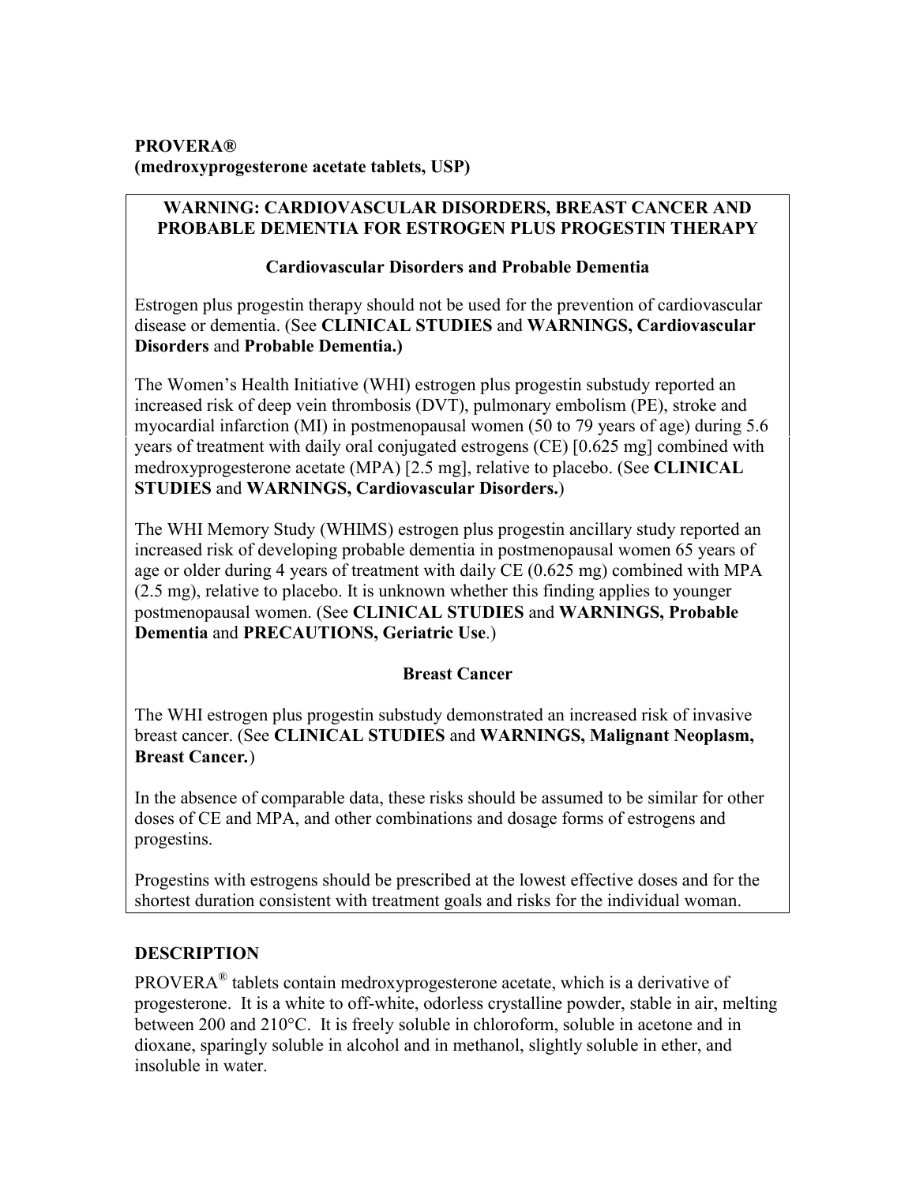**PROVERA®**
**(medroxyprogesterone acetate tablets, USP)**

### WARNING: CARDIOVASCULAR DISORDERS, BREAST CANCER AND PROBABLE DEMENTIA FOR ESTROGEN PLUS PROGESTIN THERAPY

#### Cardiovascular Disorders and Probable Dementia

Estrogen plus progestin therapy should not be used for the prevention of cardiovascular disease or dementia. (See **CLINICAL STUDIES** and **WARNINGS, Cardiovascular Disorders** and **Probable Dementia.)**

The Women's Health Initiative (WHI) estrogen plus progestin substudy reported an increased risk of deep vein thrombosis (DVT), pulmonary embolism (PE), stroke and myocardial infarction (MI) in postmenopausal women (50 to 79 years of age) during 5.6 years of treatment with daily oral conjugated estrogens (CE) [0.625 mg] combined with medroxyprogesterone acetate (MPA) [2.5 mg], relative to placebo. (See **CLINICAL STUDIES** and **WARNINGS, Cardiovascular Disorders.**)

The WHI Memory Study (WHIMS) estrogen plus progestin ancillary study reported an increased risk of developing probable dementia in postmenopausal women 65 years of age or older during 4 years of treatment with daily CE (0.625 mg) combined with MPA (2.5 mg), relative to placebo. It is unknown whether this finding applies to younger postmenopausal women. (See **CLINICAL STUDIES** and **WARNINGS, Probable Dementia** and **PRECAUTIONS, Geriatric Use**.)

#### Breast Cancer

The WHI estrogen plus progestin substudy demonstrated an increased risk of invasive breast cancer. (See **CLINICAL STUDIES** and **WARNINGS, Malignant Neoplasm, Breast Cancer.**)

In the absence of comparable data, these risks should be assumed to be similar for other doses of CE and MPA, and other combinations and dosage forms of estrogens and progestins.

Progestins with estrogens should be prescribed at the lowest effective doses and for the shortest duration consistent with treatment goals and risks for the individual woman.

## DESCRIPTION

PROVERA® tablets contain medroxyprogesterone acetate, which is a derivative of progesterone. It is a white to off-white, odorless crystalline powder, stable in air, melting between 200 and 210°C. It is freely soluble in chloroform, soluble in acetone and in dioxane, sparingly soluble in alcohol and in methanol, slightly soluble in ether, and insoluble in water.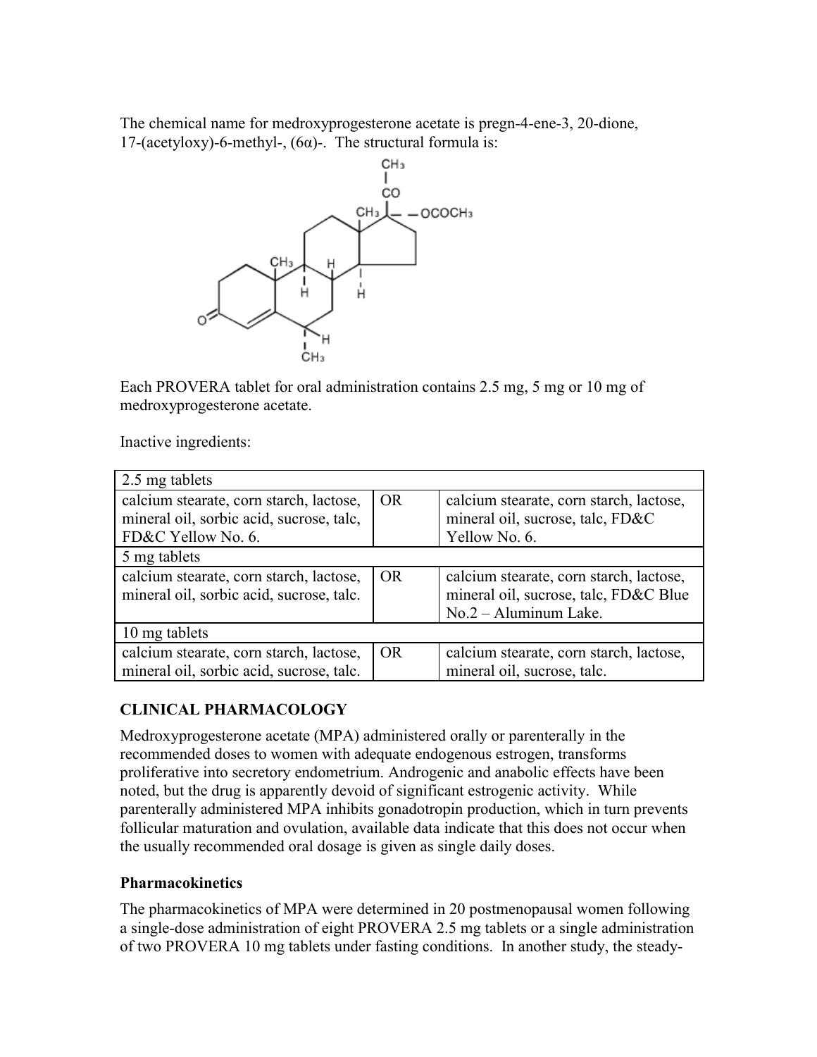The chemical name for medroxyprogesterone acetate is pregn-4-ene-3, 20-dione, 17-(acetyloxy)-6-methyl-, (6α)-. The structural formula is:

Each PROVERA tablet for oral administration contains 2.5 mg, 5 mg or 10 mg of medroxyprogesterone acetate.

Inactive ingredients:

| 2.5 mg tablets | | |
|---|---|---|
| calcium stearate, corn starch, lactose, mineral oil, sorbic acid, sucrose, talc, FD&C Yellow No. 6. | OR | calcium stearate, corn starch, lactose, mineral oil, sucrose, talc, FD&C Yellow No. 6. |
| 5 mg tablets | | |
| calcium stearate, corn starch, lactose, mineral oil, sorbic acid, sucrose, talc. | OR | calcium stearate, corn starch, lactose, mineral oil, sucrose, talc, FD&C Blue No.2 – Aluminum Lake. |
| 10 mg tablets | | |
| calcium stearate, corn starch, lactose, mineral oil, sorbic acid, sucrose, talc. | OR | calcium stearate, corn starch, lactose, mineral oil, sucrose, talc. |

## CLINICAL PHARMACOLOGY

Medroxyprogesterone acetate (MPA) administered orally or parenterally in the recommended doses to women with adequate endogenous estrogen, transforms proliferative into secretory endometrium. Androgenic and anabolic effects have been noted, but the drug is apparently devoid of significant estrogenic activity. While parenterally administered MPA inhibits gonadotropin production, which in turn prevents follicular maturation and ovulation, available data indicate that this does not occur when the usually recommended oral dosage is given as single daily doses.

### Pharmacokinetics

The pharmacokinetics of MPA were determined in 20 postmenopausal women following a single-dose administration of eight PROVERA 2.5 mg tablets or a single administration of two PROVERA 10 mg tablets under fasting conditions. In another study, the steady-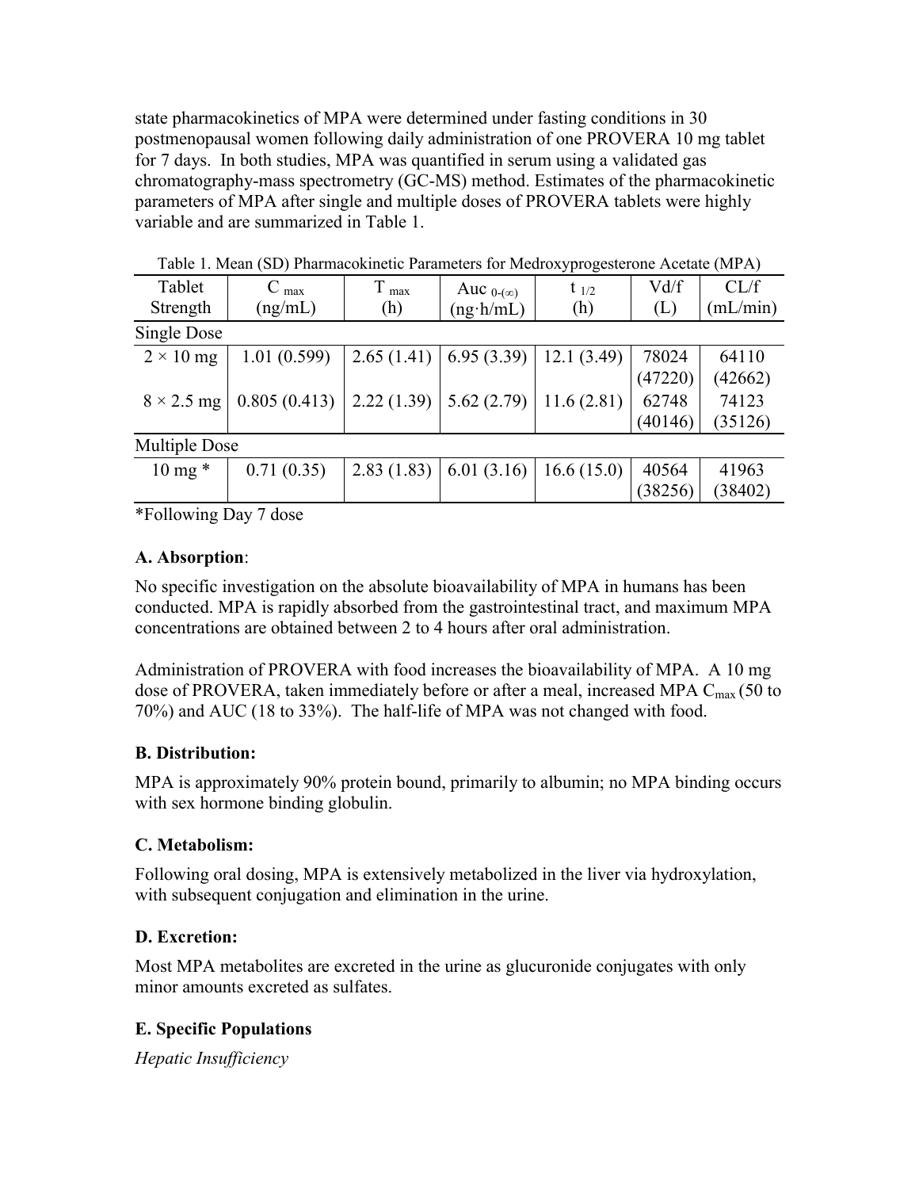state pharmacokinetics of MPA were determined under fasting conditions in 30 postmenopausal women following daily administration of one PROVERA 10 mg tablet for 7 days. In both studies, MPA was quantified in serum using a validated gas chromatography-mass spectrometry (GC-MS) method. Estimates of the pharmacokinetic parameters of MPA after single and multiple doses of PROVERA tablets were highly variable and are summarized in Table 1.

Table 1. Mean (SD) Pharmacokinetic Parameters for Medroxyprogesterone Acetate (MPA)

| Tablet Strength | $C_{max}$ (ng/mL) | $T_{max}$ (h) | Auc $_{0-(\infty)}$ (ng·h/mL) | $t_{1/2}$ (h) | Vd/f (L) | CL/f (mL/min) |
|---|---|---|---|---|---|---|
| Single Dose | | | | | | |
| 2 × 10 mg | 1.01 (0.599) | 2.65 (1.41) | 6.95 (3.39) | 12.1 (3.49) | 78024 (47220) | 64110 (42662) |
| 8 × 2.5 mg | 0.805 (0.413) | 2.22 (1.39) | 5.62 (2.79) | 11.6 (2.81) | 62748 (40146) | 74123 (35126) |
| Multiple Dose | | | | | | |
| 10 mg * | 0.71 (0.35) | 2.83 (1.83) | 6.01 (3.16) | 16.6 (15.0) | 40564 (38256) | 41963 (38402) |

*Following Day 7 dose

**A. Absorption**:

No specific investigation on the absolute bioavailability of MPA in humans has been conducted. MPA is rapidly absorbed from the gastrointestinal tract, and maximum MPA concentrations are obtained between 2 to 4 hours after oral administration.

Administration of PROVERA with food increases the bioavailability of MPA. A 10 mg dose of PROVERA, taken immediately before or after a meal, increased MPA $C_{max}$ (50 to 70%) and AUC (18 to 33%). The half-life of MPA was not changed with food.

**B. Distribution:**

MPA is approximately 90% protein bound, primarily to albumin; no MPA binding occurs with sex hormone binding globulin.

**C. Metabolism:**

Following oral dosing, MPA is extensively metabolized in the liver via hydroxylation, with subsequent conjugation and elimination in the urine.

**D. Excretion:**

Most MPA metabolites are excreted in the urine as glucuronide conjugates with only minor amounts excreted as sulfates.

**E. Specific Populations**

*Hepatic Insufficiency*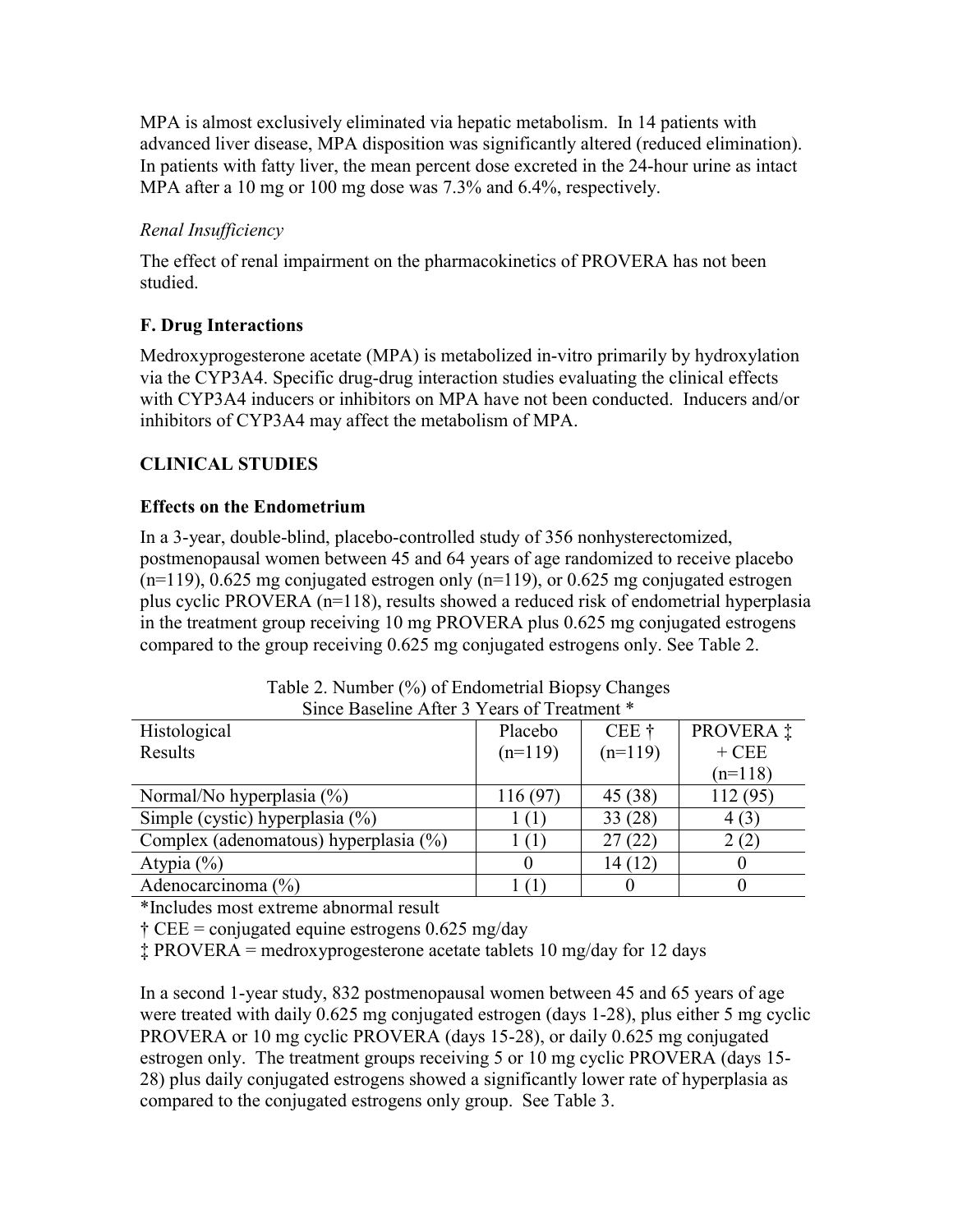MPA is almost exclusively eliminated via hepatic metabolism. In 14 patients with advanced liver disease, MPA disposition was significantly altered (reduced elimination). In patients with fatty liver, the mean percent dose excreted in the 24-hour urine as intact MPA after a 10 mg or 100 mg dose was 7.3% and 6.4%, respectively.

*Renal Insufficiency*

The effect of renal impairment on the pharmacokinetics of PROVERA has not been studied.

### F. Drug Interactions

Medroxyprogesterone acetate (MPA) is metabolized in-vitro primarily by hydroxylation via the CYP3A4. Specific drug-drug interaction studies evaluating the clinical effects with CYP3A4 inducers or inhibitors on MPA have not been conducted. Inducers and/or inhibitors of CYP3A4 may affect the metabolism of MPA.

## CLINICAL STUDIES

### Effects on the Endometrium

In a 3-year, double-blind, placebo-controlled study of 356 nonhysterectomized, postmenopausal women between 45 and 64 years of age randomized to receive placebo (n=119), 0.625 mg conjugated estrogen only (n=119), or 0.625 mg conjugated estrogen plus cyclic PROVERA (n=118), results showed a reduced risk of endometrial hyperplasia in the treatment group receiving 10 mg PROVERA plus 0.625 mg conjugated estrogens compared to the group receiving 0.625 mg conjugated estrogens only. See Table 2.

Table 2. Number (%) of Endometrial Biopsy Changes Since Baseline After 3 Years of Treatment *

| Histological Results | Placebo (n=119) | CEE † (n=119) | PROVERA ‡ + CEE (n=118) |
|---|---|---|---|
| Normal/No hyperplasia (%) | 116 (97) | 45 (38) | 112 (95) |
| Simple (cystic) hyperplasia (%) | 1 (1) | 33 (28) | 4 (3) |
| Complex (adenomatous) hyperplasia (%) | 1 (1) | 27 (22) | 2 (2) |
| Atypia (%) | 0 | 14 (12) | 0 |
| Adenocarcinoma (%) | 1 (1) | 0 | 0 |

*Includes most extreme abnormal result

† CEE = conjugated equine estrogens 0.625 mg/day

‡ PROVERA = medroxyprogesterone acetate tablets 10 mg/day for 12 days

In a second 1-year study, 832 postmenopausal women between 45 and 65 years of age were treated with daily 0.625 mg conjugated estrogen (days 1-28), plus either 5 mg cyclic PROVERA or 10 mg cyclic PROVERA (days 15-28), or daily 0.625 mg conjugated estrogen only. The treatment groups receiving 5 or 10 mg cyclic PROVERA (days 15-28) plus daily conjugated estrogens showed a significantly lower rate of hyperplasia as compared to the conjugated estrogens only group. See Table 3.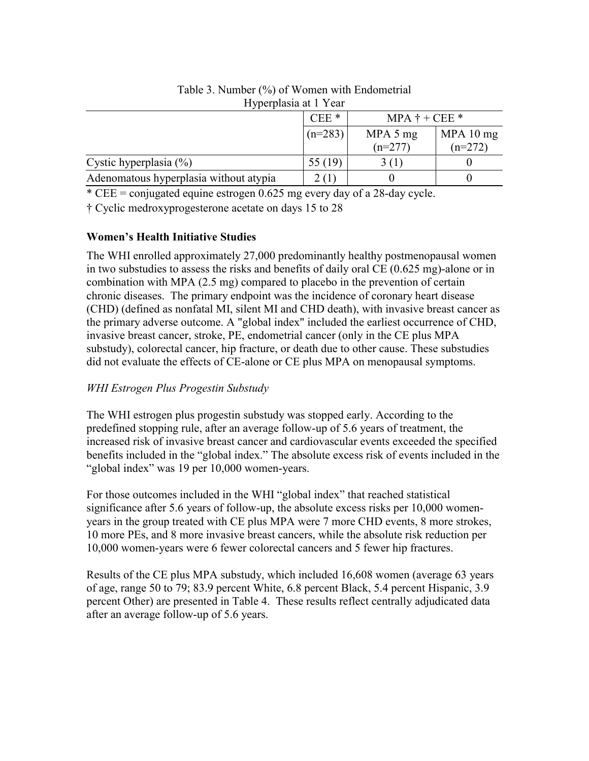Table 3. Number (%) of Women with Endometrial Hyperplasia at 1 Year

| | CEE * | MPA † + CEE * | |
|---|---|---|---|
| | (n=283) | MPA 5 mg (n=277) | MPA 10 mg (n=272) |
| Cystic hyperplasia (%) | 55 (19) | 3 (1) | 0 |
| Adenomatous hyperplasia without atypia | 2 (1) | 0 | 0 |

* CEE = conjugated equine estrogen 0.625 mg every day of a 28-day cycle.

† Cyclic medroxyprogesterone acetate on days 15 to 28

**Women's Health Initiative Studies**

The WHI enrolled approximately 27,000 predominantly healthy postmenopausal women in two substudies to assess the risks and benefits of daily oral CE (0.625 mg)-alone or in combination with MPA (2.5 mg) compared to placebo in the prevention of certain chronic diseases. The primary endpoint was the incidence of coronary heart disease (CHD) (defined as nonfatal MI, silent MI and CHD death), with invasive breast cancer as the primary adverse outcome. A "global index" included the earliest occurrence of CHD, invasive breast cancer, stroke, PE, endometrial cancer (only in the CE plus MPA substudy), colorectal cancer, hip fracture, or death due to other cause. These substudies did not evaluate the effects of CE-alone or CE plus MPA on menopausal symptoms.

*WHI Estrogen Plus Progestin Substudy*

The WHI estrogen plus progestin substudy was stopped early. According to the predefined stopping rule, after an average follow-up of 5.6 years of treatment, the increased risk of invasive breast cancer and cardiovascular events exceeded the specified benefits included in the "global index." The absolute excess risk of events included in the "global index" was 19 per 10,000 women-years.

For those outcomes included in the WHI "global index" that reached statistical significance after 5.6 years of follow-up, the absolute excess risks per 10,000 women-years in the group treated with CE plus MPA were 7 more CHD events, 8 more strokes, 10 more PEs, and 8 more invasive breast cancers, while the absolute risk reduction per 10,000 women-years were 6 fewer colorectal cancers and 5 fewer hip fractures.

Results of the CE plus MPA substudy, which included 16,608 women (average 63 years of age, range 50 to 79; 83.9 percent White, 6.8 percent Black, 5.4 percent Hispanic, 3.9 percent Other) are presented in Table 4. These results reflect centrally adjudicated data after an average follow-up of 5.6 years.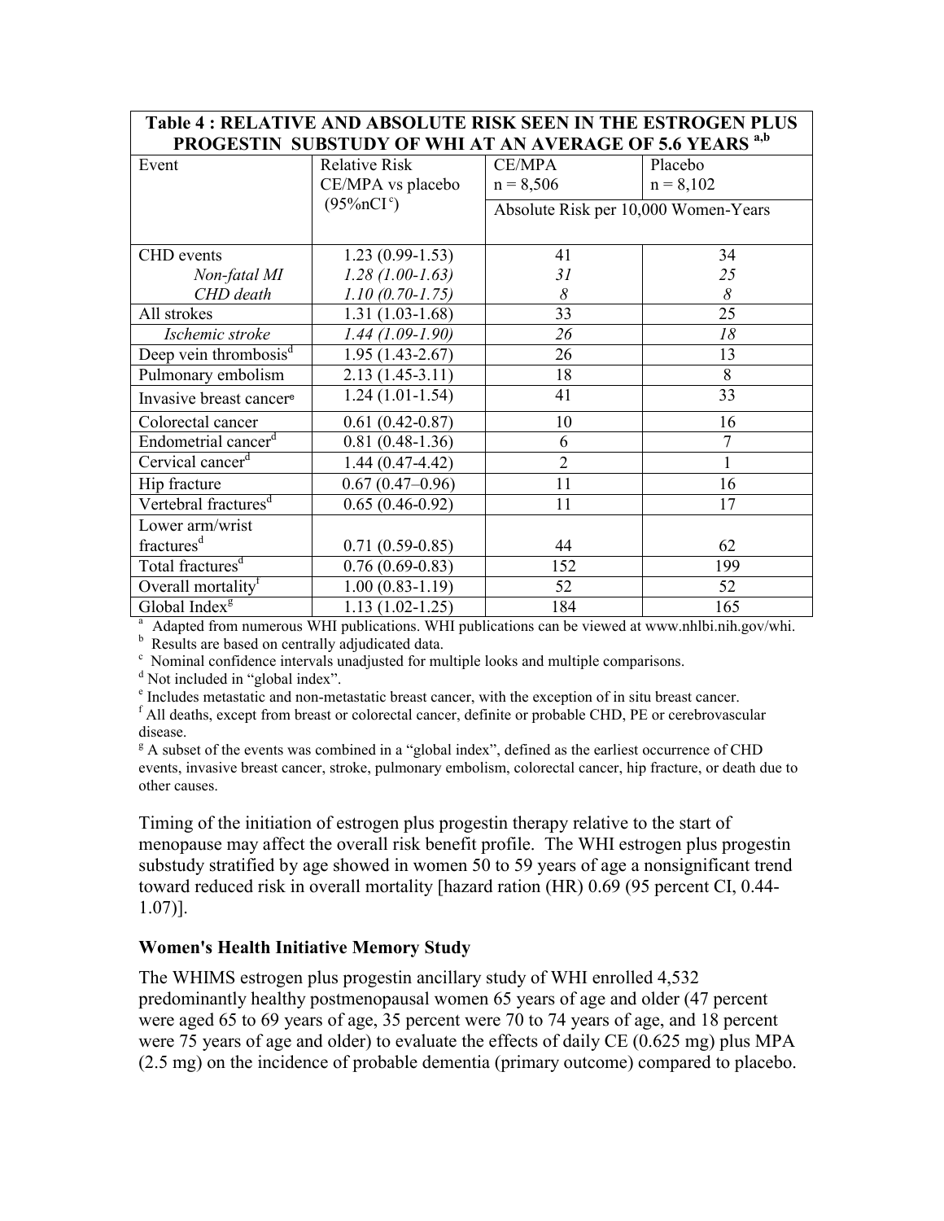| Table 4 : RELATIVE AND ABSOLUTE RISK SEEN IN THE ESTROGEN PLUS PROGESTIN SUBSTUDY OF WHI AT AN AVERAGE OF 5.6 YEARS [a,b] | | | |
|---|---|---|---|
| Event | Relative Risk CE/MPA vs placebo (95%nCI[c]) | CE/MPA n = 8,506 | Placebo n = 8,102 |
| | | Absolute Risk per 10,000 Women-Years | |
| CHD events | 1.23 (0.99-1.53) | 41 | 34 |
| *Non-fatal MI* | *1.28 (1.00-1.63)* | *31* | *25* |
| *CHD death* | *1.10 (0.70-1.75)* | *8* | *8* |
| All strokes | 1.31 (1.03-1.68) | 33 | 25 |
| *Ischemic stroke* | *1.44 (1.09-1.90)* | *26* | *18* |
| Deep vein thrombosis[d] | 1.95 (1.43-2.67) | 26 | 13 |
| Pulmonary embolism | 2.13 (1.45-3.11) | 18 | 8 |
| Invasive breast cancer[e] | 1.24 (1.01-1.54) | 41 | 33 |
| Colorectal cancer | 0.61 (0.42-0.87) | 10 | 16 |
| Endometrial cancer[d] | 0.81 (0.48-1.36) | 6 | 7 |
| Cervical cancer[d] | 1.44 (0.47-4.42) | 2 | 1 |
| Hip fracture | 0.67 (0.47–0.96) | 11 | 16 |
| Vertebral fractures[d] | 0.65 (0.46-0.92) | 11 | 17 |
| Lower arm/wrist fractures[d] | 0.71 (0.59-0.85) | 44 | 62 |
| Total fractures[d] | 0.76 (0.69-0.83) | 152 | 199 |
| Overall mortality[f] | 1.00 (0.83-1.19) | 52 | 52 |
| Global Index[g] | 1.13 (1.02-1.25) | 184 | 165 |

[a] Adapted from numerous WHI publications. WHI publications can be viewed at www.nhlbi.nih.gov/whi.
[b] Results are based on centrally adjudicated data.
[c] Nominal confidence intervals unadjusted for multiple looks and multiple comparisons.
[d] Not included in "global index".
[e] Includes metastatic and non-metastatic breast cancer, with the exception of in situ breast cancer.
[f] All deaths, except from breast or colorectal cancer, definite or probable CHD, PE or cerebrovascular disease.
[g] A subset of the events was combined in a "global index", defined as the earliest occurrence of CHD events, invasive breast cancer, stroke, pulmonary embolism, colorectal cancer, hip fracture, or death due to other causes.

Timing of the initiation of estrogen plus progestin therapy relative to the start of menopause may affect the overall risk benefit profile. The WHI estrogen plus progestin substudy stratified by age showed in women 50 to 59 years of age a nonsignificant trend toward reduced risk in overall mortality [hazard ration (HR) 0.69 (95 percent CI, 0.44-1.07)].

### Women's Health Initiative Memory Study

The WHIMS estrogen plus progestin ancillary study of WHI enrolled 4,532 predominantly healthy postmenopausal women 65 years of age and older (47 percent were aged 65 to 69 years of age, 35 percent were 70 to 74 years of age, and 18 percent were 75 years of age and older) to evaluate the effects of daily CE (0.625 mg) plus MPA (2.5 mg) on the incidence of probable dementia (primary outcome) compared to placebo.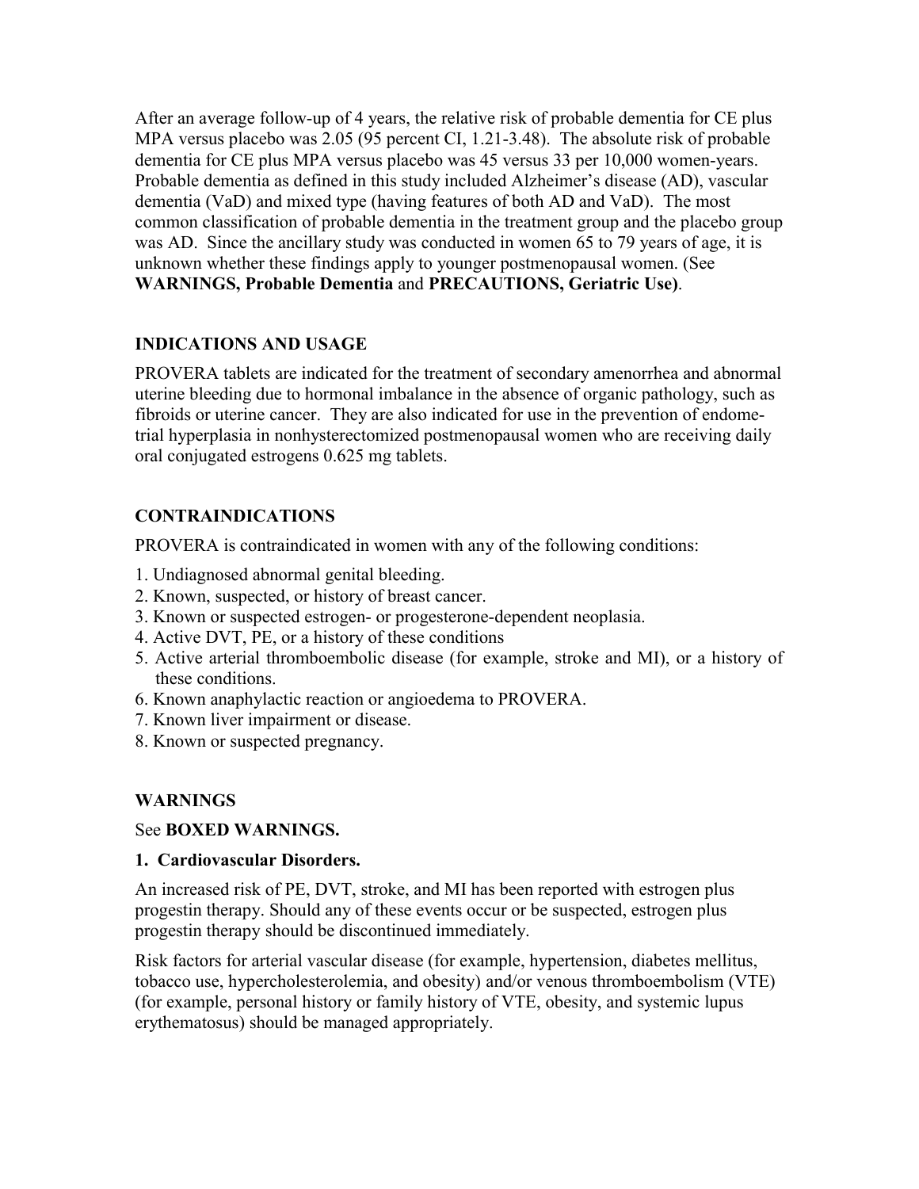After an average follow-up of 4 years, the relative risk of probable dementia for CE plus MPA versus placebo was 2.05 (95 percent CI, 1.21-3.48). The absolute risk of probable dementia for CE plus MPA versus placebo was 45 versus 33 per 10,000 women-years. Probable dementia as defined in this study included Alzheimer's disease (AD), vascular dementia (VaD) and mixed type (having features of both AD and VaD). The most common classification of probable dementia in the treatment group and the placebo group was AD. Since the ancillary study was conducted in women 65 to 79 years of age, it is unknown whether these findings apply to younger postmenopausal women. (See **WARNINGS, Probable Dementia** and **PRECAUTIONS, Geriatric Use)**.

## INDICATIONS AND USAGE

PROVERA tablets are indicated for the treatment of secondary amenorrhea and abnormal uterine bleeding due to hormonal imbalance in the absence of organic pathology, such as fibroids or uterine cancer. They are also indicated for use in the prevention of endometrial hyperplasia in nonhysterectomized postmenopausal women who are receiving daily oral conjugated estrogens 0.625 mg tablets.

## CONTRAINDICATIONS

PROVERA is contraindicated in women with any of the following conditions:

1. Undiagnosed abnormal genital bleeding.
2. Known, suspected, or history of breast cancer.
3. Known or suspected estrogen- or progesterone-dependent neoplasia.
4. Active DVT, PE, or a history of these conditions
5. Active arterial thromboembolic disease (for example, stroke and MI), or a history of these conditions.
6. Known anaphylactic reaction or angioedema to PROVERA.
7. Known liver impairment or disease.
8. Known or suspected pregnancy.

## WARNINGS

See **BOXED WARNINGS.**

### 1. Cardiovascular Disorders.

An increased risk of PE, DVT, stroke, and MI has been reported with estrogen plus progestin therapy. Should any of these events occur or be suspected, estrogen plus progestin therapy should be discontinued immediately.

Risk factors for arterial vascular disease (for example, hypertension, diabetes mellitus, tobacco use, hypercholesterolemia, and obesity) and/or venous thromboembolism (VTE) (for example, personal history or family history of VTE, obesity, and systemic lupus erythematosus) should be managed appropriately.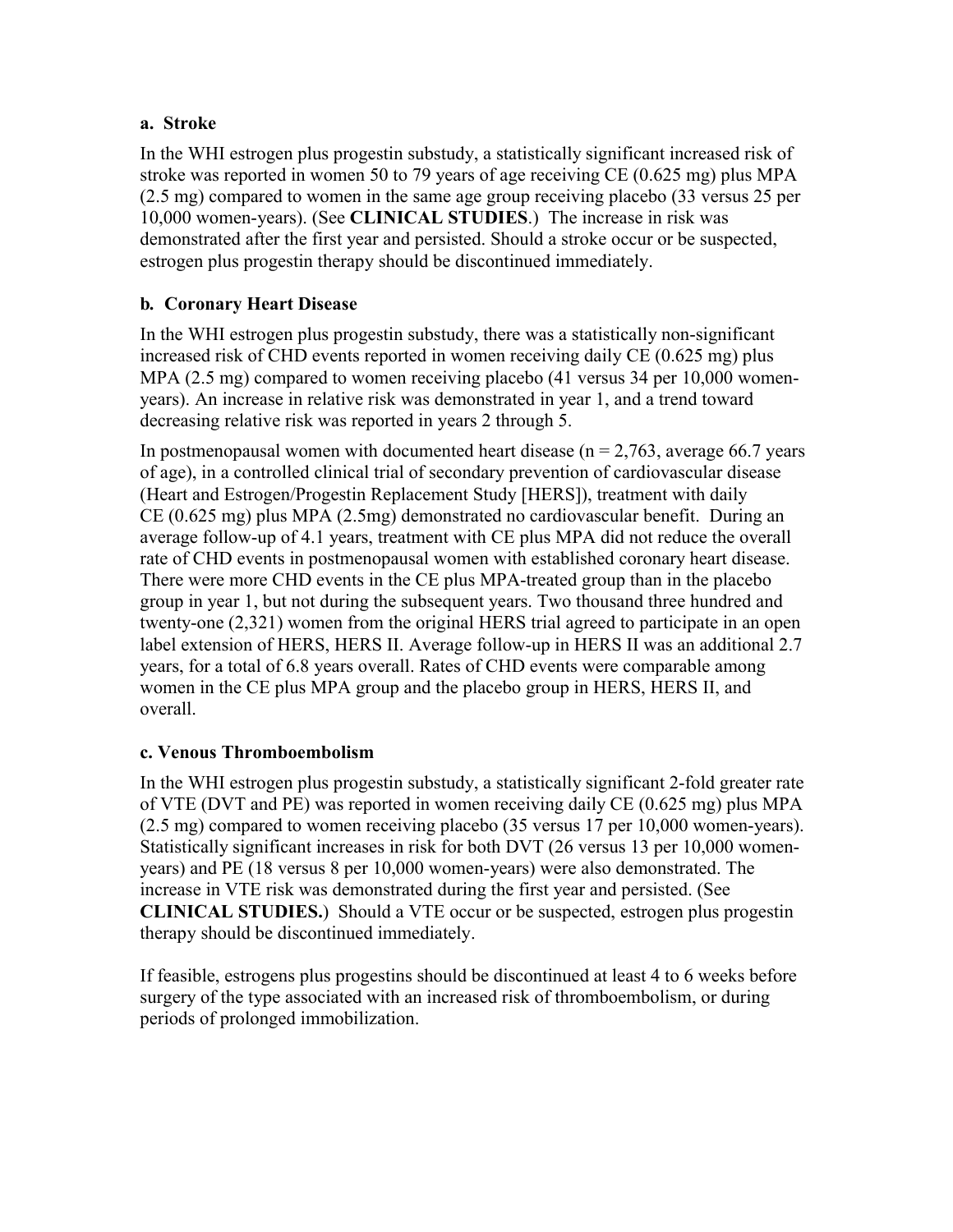### a. Stroke

In the WHI estrogen plus progestin substudy, a statistically significant increased risk of stroke was reported in women 50 to 79 years of age receiving CE (0.625 mg) plus MPA (2.5 mg) compared to women in the same age group receiving placebo (33 versus 25 per 10,000 women-years). (See **CLINICAL STUDIES**.) The increase in risk was demonstrated after the first year and persisted. Should a stroke occur or be suspected, estrogen plus progestin therapy should be discontinued immediately.

### b. Coronary Heart Disease

In the WHI estrogen plus progestin substudy, there was a statistically non-significant increased risk of CHD events reported in women receiving daily CE (0.625 mg) plus MPA (2.5 mg) compared to women receiving placebo (41 versus 34 per 10,000 women-years). An increase in relative risk was demonstrated in year 1, and a trend toward decreasing relative risk was reported in years 2 through 5.

In postmenopausal women with documented heart disease (n = 2,763, average 66.7 years of age), in a controlled clinical trial of secondary prevention of cardiovascular disease (Heart and Estrogen/Progestin Replacement Study [HERS]), treatment with daily CE (0.625 mg) plus MPA (2.5mg) demonstrated no cardiovascular benefit. During an average follow-up of 4.1 years, treatment with CE plus MPA did not reduce the overall rate of CHD events in postmenopausal women with established coronary heart disease. There were more CHD events in the CE plus MPA-treated group than in the placebo group in year 1, but not during the subsequent years. Two thousand three hundred and twenty-one (2,321) women from the original HERS trial agreed to participate in an open label extension of HERS, HERS II. Average follow-up in HERS II was an additional 2.7 years, for a total of 6.8 years overall. Rates of CHD events were comparable among women in the CE plus MPA group and the placebo group in HERS, HERS II, and overall.

### c. Venous Thromboembolism

In the WHI estrogen plus progestin substudy, a statistically significant 2-fold greater rate of VTE (DVT and PE) was reported in women receiving daily CE (0.625 mg) plus MPA (2.5 mg) compared to women receiving placebo (35 versus 17 per 10,000 women-years). Statistically significant increases in risk for both DVT (26 versus 13 per 10,000 women-years) and PE (18 versus 8 per 10,000 women-years) were also demonstrated. The increase in VTE risk was demonstrated during the first year and persisted. (See **CLINICAL STUDIES.**) Should a VTE occur or be suspected, estrogen plus progestin therapy should be discontinued immediately.

If feasible, estrogens plus progestins should be discontinued at least 4 to 6 weeks before surgery of the type associated with an increased risk of thromboembolism, or during periods of prolonged immobilization.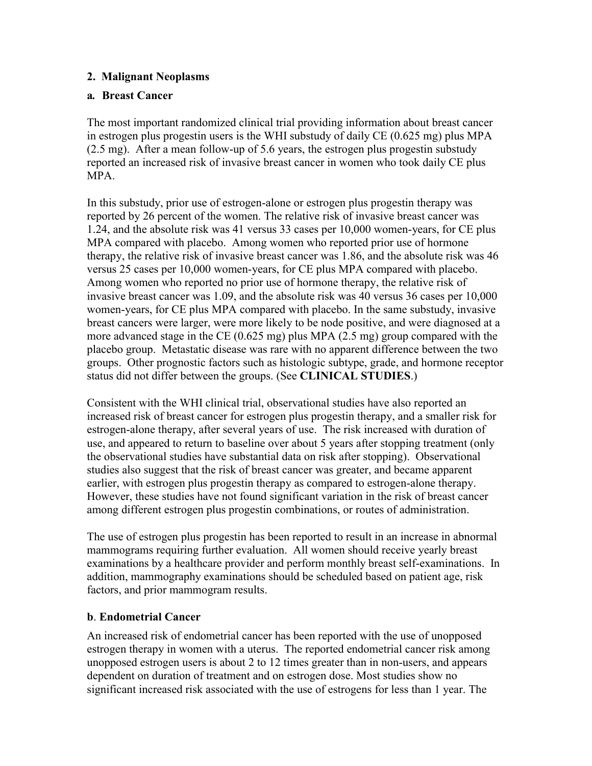### 2. Malignant Neoplasms

#### a. Breast Cancer

The most important randomized clinical trial providing information about breast cancer in estrogen plus progestin users is the WHI substudy of daily CE (0.625 mg) plus MPA (2.5 mg). After a mean follow-up of 5.6 years, the estrogen plus progestin substudy reported an increased risk of invasive breast cancer in women who took daily CE plus MPA.

In this substudy, prior use of estrogen-alone or estrogen plus progestin therapy was reported by 26 percent of the women. The relative risk of invasive breast cancer was 1.24, and the absolute risk was 41 versus 33 cases per 10,000 women-years, for CE plus MPA compared with placebo. Among women who reported prior use of hormone therapy, the relative risk of invasive breast cancer was 1.86, and the absolute risk was 46 versus 25 cases per 10,000 women-years, for CE plus MPA compared with placebo. Among women who reported no prior use of hormone therapy, the relative risk of invasive breast cancer was 1.09, and the absolute risk was 40 versus 36 cases per 10,000 women-years, for CE plus MPA compared with placebo. In the same substudy, invasive breast cancers were larger, were more likely to be node positive, and were diagnosed at a more advanced stage in the CE (0.625 mg) plus MPA (2.5 mg) group compared with the placebo group. Metastatic disease was rare with no apparent difference between the two groups. Other prognostic factors such as histologic subtype, grade, and hormone receptor status did not differ between the groups. (See **CLINICAL STUDIES**.)

Consistent with the WHI clinical trial, observational studies have also reported an increased risk of breast cancer for estrogen plus progestin therapy, and a smaller risk for estrogen-alone therapy, after several years of use. The risk increased with duration of use, and appeared to return to baseline over about 5 years after stopping treatment (only the observational studies have substantial data on risk after stopping). Observational studies also suggest that the risk of breast cancer was greater, and became apparent earlier, with estrogen plus progestin therapy as compared to estrogen-alone therapy. However, these studies have not found significant variation in the risk of breast cancer among different estrogen plus progestin combinations, or routes of administration.

The use of estrogen plus progestin has been reported to result in an increase in abnormal mammograms requiring further evaluation. All women should receive yearly breast examinations by a healthcare provider and perform monthly breast self-examinations. In addition, mammography examinations should be scheduled based on patient age, risk factors, and prior mammogram results.

#### b. Endometrial Cancer

An increased risk of endometrial cancer has been reported with the use of unopposed estrogen therapy in women with a uterus. The reported endometrial cancer risk among unopposed estrogen users is about 2 to 12 times greater than in non-users, and appears dependent on duration of treatment and on estrogen dose. Most studies show no significant increased risk associated with the use of estrogens for less than 1 year. The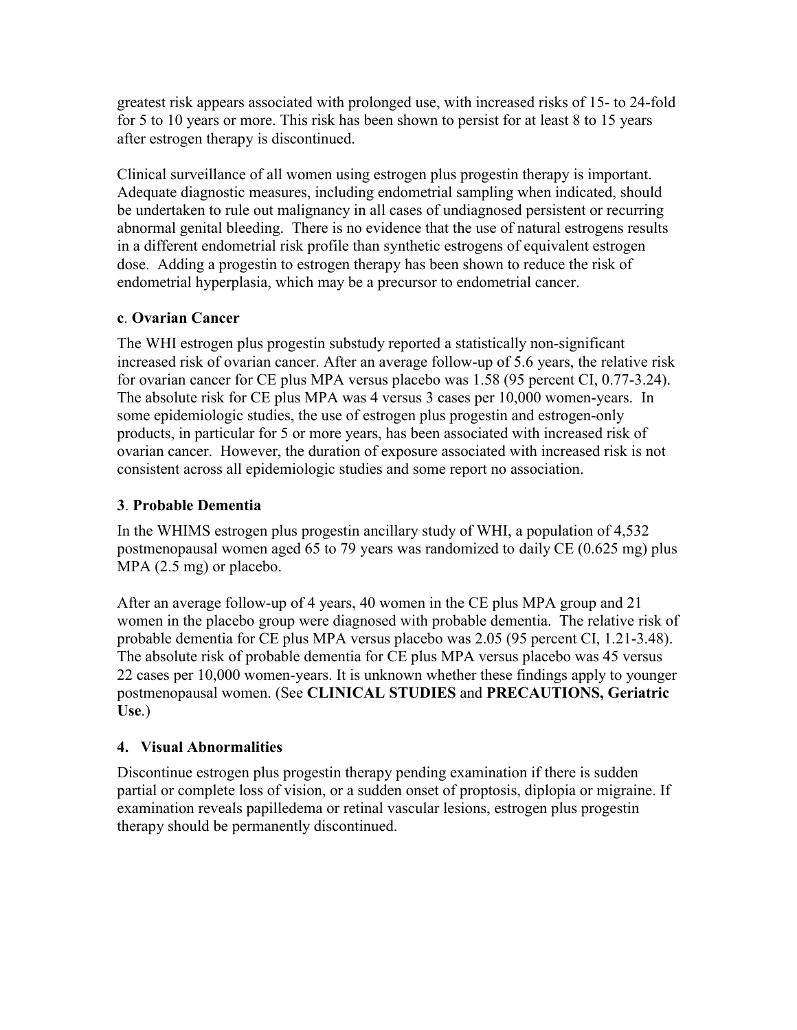greatest risk appears associated with prolonged use, with increased risks of 15- to 24-fold for 5 to 10 years or more. This risk has been shown to persist for at least 8 to 15 years after estrogen therapy is discontinued.

Clinical surveillance of all women using estrogen plus progestin therapy is important. Adequate diagnostic measures, including endometrial sampling when indicated, should be undertaken to rule out malignancy in all cases of undiagnosed persistent or recurring abnormal genital bleeding. There is no evidence that the use of natural estrogens results in a different endometrial risk profile than synthetic estrogens of equivalent estrogen dose. Adding a progestin to estrogen therapy has been shown to reduce the risk of endometrial hyperplasia, which may be a precursor to endometrial cancer.

**c**. **Ovarian Cancer**

The WHI estrogen plus progestin substudy reported a statistically non-significant increased risk of ovarian cancer. After an average follow-up of 5.6 years, the relative risk for ovarian cancer for CE plus MPA versus placebo was 1.58 (95 percent CI, 0.77-3.24). The absolute risk for CE plus MPA was 4 versus 3 cases per 10,000 women-years. In some epidemiologic studies, the use of estrogen plus progestin and estrogen-only products, in particular for 5 or more years, has been associated with increased risk of ovarian cancer. However, the duration of exposure associated with increased risk is not consistent across all epidemiologic studies and some report no association.

**3**. **Probable Dementia**

In the WHIMS estrogen plus progestin ancillary study of WHI, a population of 4,532 postmenopausal women aged 65 to 79 years was randomized to daily CE (0.625 mg) plus MPA (2.5 mg) or placebo.

After an average follow-up of 4 years, 40 women in the CE plus MPA group and 21 women in the placebo group were diagnosed with probable dementia. The relative risk of probable dementia for CE plus MPA versus placebo was 2.05 (95 percent CI, 1.21-3.48). The absolute risk of probable dementia for CE plus MPA versus placebo was 45 versus 22 cases per 10,000 women-years. It is unknown whether these findings apply to younger postmenopausal women. (See **CLINICAL STUDIES** and **PRECAUTIONS, Geriatric Use**.)

**4. Visual Abnormalities**

Discontinue estrogen plus progestin therapy pending examination if there is sudden partial or complete loss of vision, or a sudden onset of proptosis, diplopia or migraine. If examination reveals papilledema or retinal vascular lesions, estrogen plus progestin therapy should be permanently discontinued.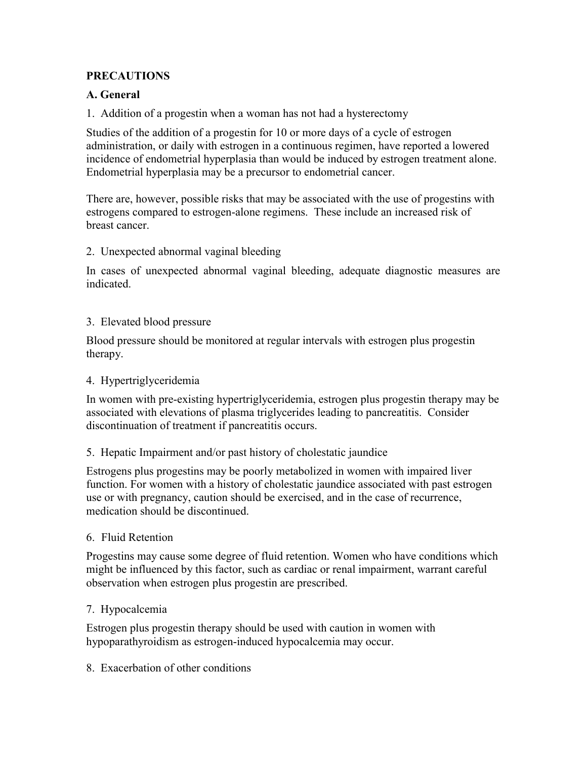## PRECAUTIONS

### A. General

1. Addition of a progestin when a woman has not had a hysterectomy

Studies of the addition of a progestin for 10 or more days of a cycle of estrogen administration, or daily with estrogen in a continuous regimen, have reported a lowered incidence of endometrial hyperplasia than would be induced by estrogen treatment alone. Endometrial hyperplasia may be a precursor to endometrial cancer.

There are, however, possible risks that may be associated with the use of progestins with estrogens compared to estrogen-alone regimens. These include an increased risk of breast cancer.

2. Unexpected abnormal vaginal bleeding

In cases of unexpected abnormal vaginal bleeding, adequate diagnostic measures are indicated.

3. Elevated blood pressure

Blood pressure should be monitored at regular intervals with estrogen plus progestin therapy.

4. Hypertriglyceridemia

In women with pre-existing hypertriglyceridemia, estrogen plus progestin therapy may be associated with elevations of plasma triglycerides leading to pancreatitis. Consider discontinuation of treatment if pancreatitis occurs.

5. Hepatic Impairment and/or past history of cholestatic jaundice

Estrogens plus progestins may be poorly metabolized in women with impaired liver function. For women with a history of cholestatic jaundice associated with past estrogen use or with pregnancy, caution should be exercised, and in the case of recurrence, medication should be discontinued.

6. Fluid Retention

Progestins may cause some degree of fluid retention. Women who have conditions which might be influenced by this factor, such as cardiac or renal impairment, warrant careful observation when estrogen plus progestin are prescribed.

7. Hypocalcemia

Estrogen plus progestin therapy should be used with caution in women with hypoparathyroidism as estrogen-induced hypocalcemia may occur.

8. Exacerbation of other conditions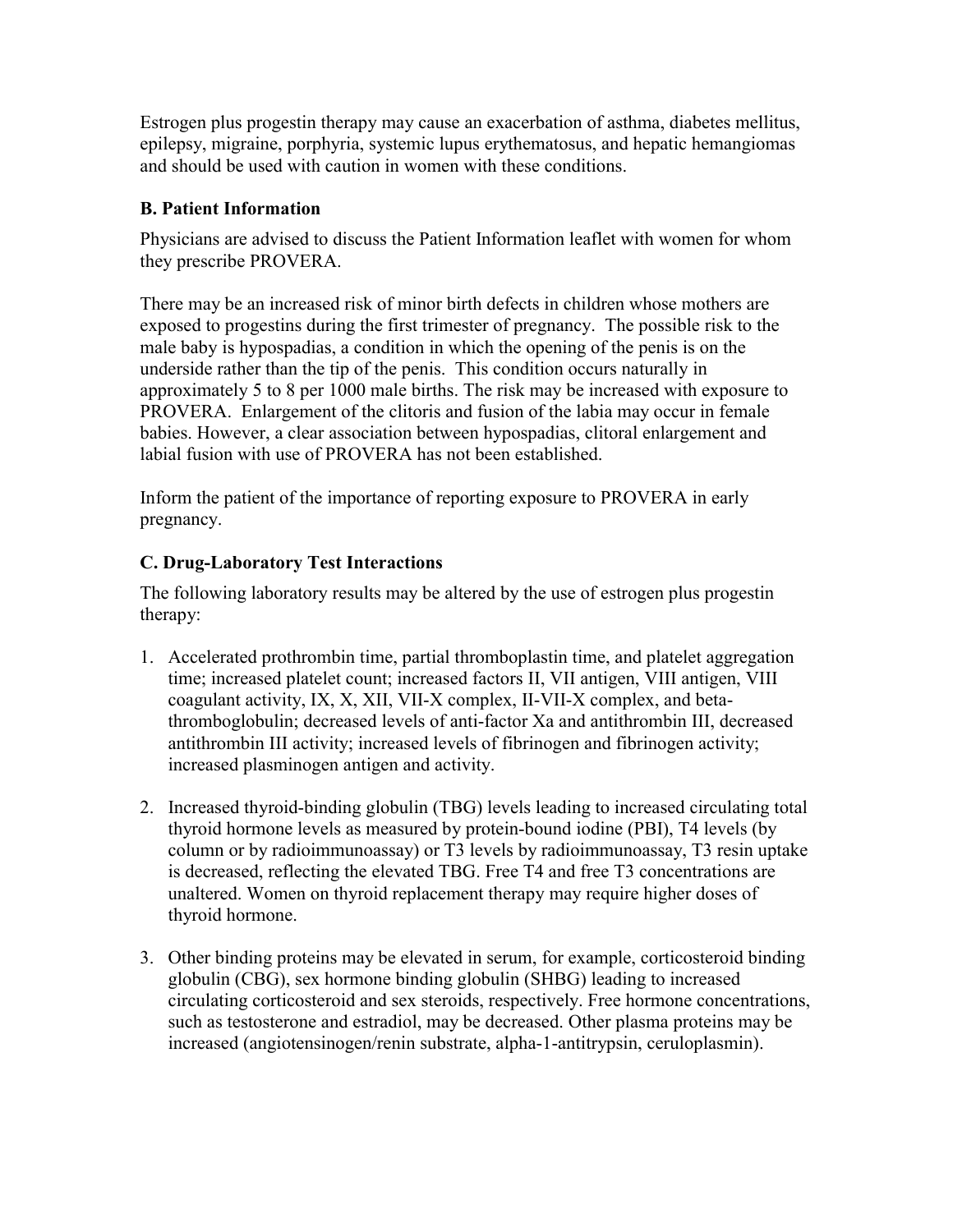Estrogen plus progestin therapy may cause an exacerbation of asthma, diabetes mellitus, epilepsy, migraine, porphyria, systemic lupus erythematosus, and hepatic hemangiomas and should be used with caution in women with these conditions.

### B. Patient Information

Physicians are advised to discuss the Patient Information leaflet with women for whom they prescribe PROVERA.

There may be an increased risk of minor birth defects in children whose mothers are exposed to progestins during the first trimester of pregnancy. The possible risk to the male baby is hypospadias, a condition in which the opening of the penis is on the underside rather than the tip of the penis. This condition occurs naturally in approximately 5 to 8 per 1000 male births. The risk may be increased with exposure to PROVERA. Enlargement of the clitoris and fusion of the labia may occur in female babies. However, a clear association between hypospadias, clitoral enlargement and labial fusion with use of PROVERA has not been established.

Inform the patient of the importance of reporting exposure to PROVERA in early pregnancy.

### C. Drug-Laboratory Test Interactions

The following laboratory results may be altered by the use of estrogen plus progestin therapy:

1. Accelerated prothrombin time, partial thromboplastin time, and platelet aggregation time; increased platelet count; increased factors II, VII antigen, VIII antigen, VIII coagulant activity, IX, X, XII, VII-X complex, II-VII-X complex, and beta-thromboglobulin; decreased levels of anti-factor Xa and antithrombin III, decreased antithrombin III activity; increased levels of fibrinogen and fibrinogen activity; increased plasminogen antigen and activity.

2. Increased thyroid-binding globulin (TBG) levels leading to increased circulating total thyroid hormone levels as measured by protein-bound iodine (PBI), T4 levels (by column or by radioimmunoassay) or T3 levels by radioimmunoassay, T3 resin uptake is decreased, reflecting the elevated TBG. Free T4 and free T3 concentrations are unaltered. Women on thyroid replacement therapy may require higher doses of thyroid hormone.

3. Other binding proteins may be elevated in serum, for example, corticosteroid binding globulin (CBG), sex hormone binding globulin (SHBG) leading to increased circulating corticosteroid and sex steroids, respectively. Free hormone concentrations, such as testosterone and estradiol, may be decreased. Other plasma proteins may be increased (angiotensinogen/renin substrate, alpha-1-antitrypsin, ceruloplasmin).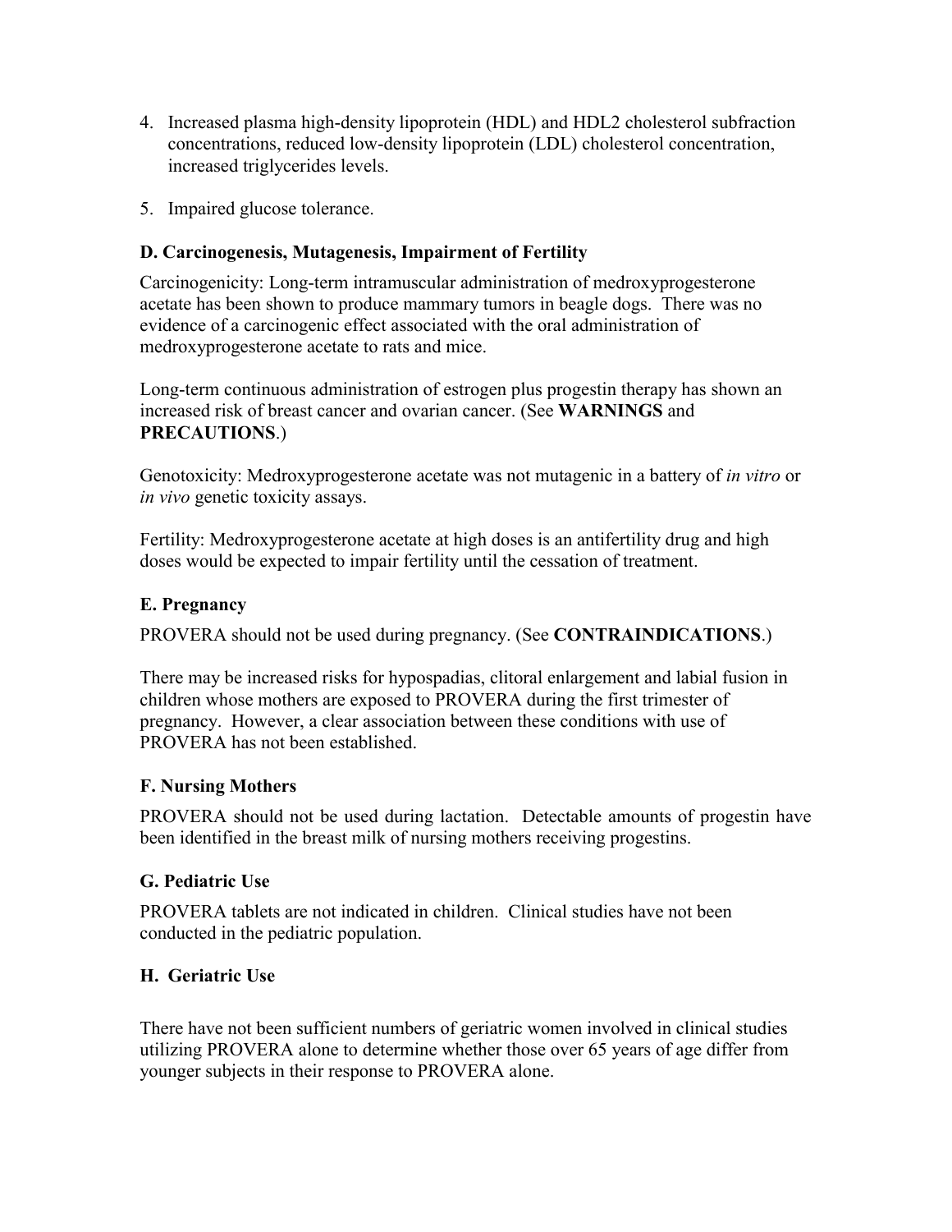4. Increased plasma high-density lipoprotein (HDL) and HDL2 cholesterol subfraction concentrations, reduced low-density lipoprotein (LDL) cholesterol concentration, increased triglycerides levels.

5. Impaired glucose tolerance.

### D. Carcinogenesis, Mutagenesis, Impairment of Fertility

Carcinogenicity: Long-term intramuscular administration of medroxyprogesterone acetate has been shown to produce mammary tumors in beagle dogs. There was no evidence of a carcinogenic effect associated with the oral administration of medroxyprogesterone acetate to rats and mice.

Long-term continuous administration of estrogen plus progestin therapy has shown an increased risk of breast cancer and ovarian cancer. (See **WARNINGS** and **PRECAUTIONS**.)

Genotoxicity: Medroxyprogesterone acetate was not mutagenic in a battery of *in vitro* or *in vivo* genetic toxicity assays.

Fertility: Medroxyprogesterone acetate at high doses is an antifertility drug and high doses would be expected to impair fertility until the cessation of treatment.

### E. Pregnancy

PROVERA should not be used during pregnancy. (See **CONTRAINDICATIONS**.)

There may be increased risks for hypospadias, clitoral enlargement and labial fusion in children whose mothers are exposed to PROVERA during the first trimester of pregnancy. However, a clear association between these conditions with use of PROVERA has not been established.

### F. Nursing Mothers

PROVERA should not be used during lactation. Detectable amounts of progestin have been identified in the breast milk of nursing mothers receiving progestins.

### G. Pediatric Use

PROVERA tablets are not indicated in children. Clinical studies have not been conducted in the pediatric population.

### H. Geriatric Use

There have not been sufficient numbers of geriatric women involved in clinical studies utilizing PROVERA alone to determine whether those over 65 years of age differ from younger subjects in their response to PROVERA alone.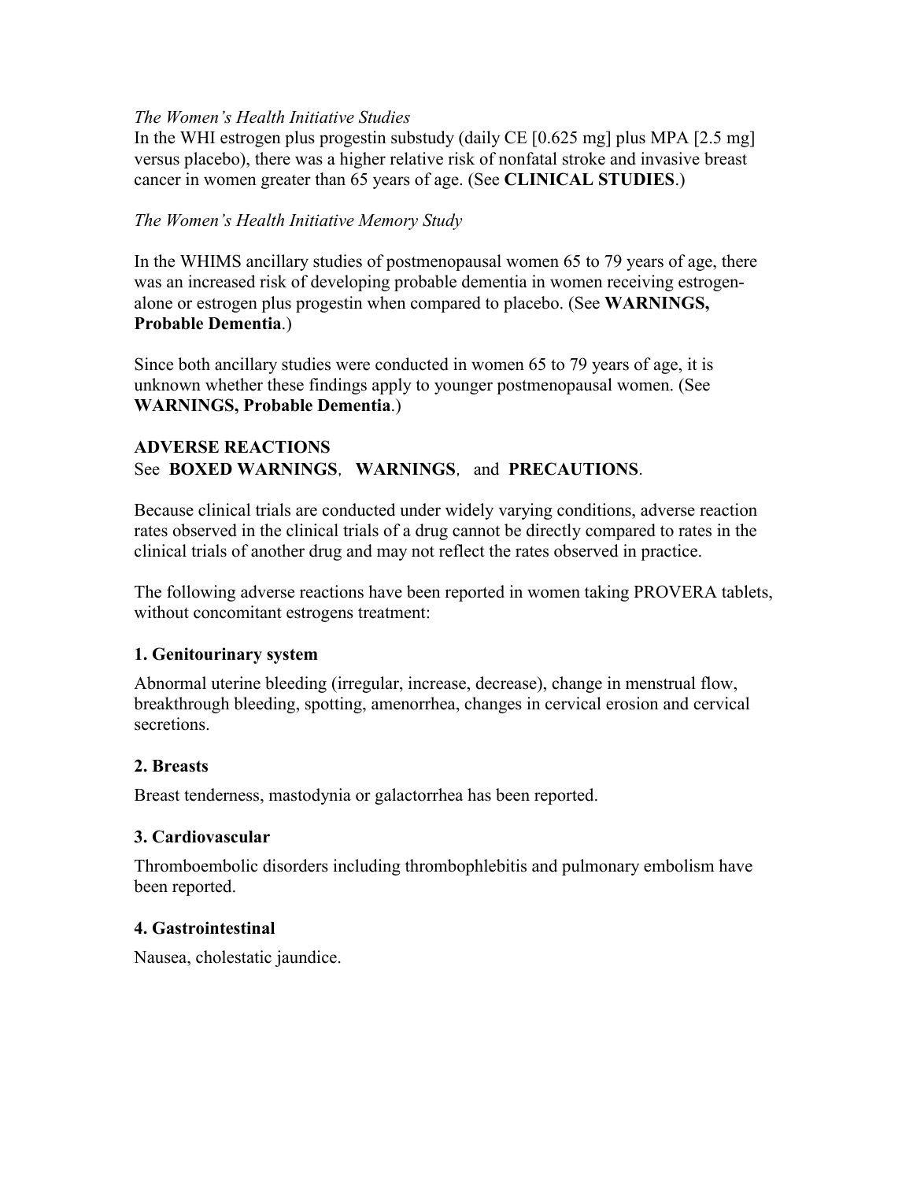*The Women's Health Initiative Studies*

In the WHI estrogen plus progestin substudy (daily CE [0.625 mg] plus MPA [2.5 mg] versus placebo), there was a higher relative risk of nonfatal stroke and invasive breast cancer in women greater than 65 years of age. (See **CLINICAL STUDIES**.)

*The Women's Health Initiative Memory Study*

In the WHIMS ancillary studies of postmenopausal women 65 to 79 years of age, there was an increased risk of developing probable dementia in women receiving estrogen-alone or estrogen plus progestin when compared to placebo. (See **WARNINGS, Probable Dementia**.)

Since both ancillary studies were conducted in women 65 to 79 years of age, it is unknown whether these findings apply to younger postmenopausal women. (See **WARNINGS, Probable Dementia**.)

## ADVERSE REACTIONS

See **BOXED WARNINGS**, **WARNINGS**, and **PRECAUTIONS**.

Because clinical trials are conducted under widely varying conditions, adverse reaction rates observed in the clinical trials of a drug cannot be directly compared to rates in the clinical trials of another drug and may not reflect the rates observed in practice.

The following adverse reactions have been reported in women taking PROVERA tablets, without concomitant estrogens treatment:

### 1. Genitourinary system

Abnormal uterine bleeding (irregular, increase, decrease), change in menstrual flow, breakthrough bleeding, spotting, amenorrhea, changes in cervical erosion and cervical secretions.

### 2. Breasts

Breast tenderness, mastodynia or galactorrhea has been reported.

### 3. Cardiovascular

Thromboembolic disorders including thrombophlebitis and pulmonary embolism have been reported.

### 4. Gastrointestinal

Nausea, cholestatic jaundice.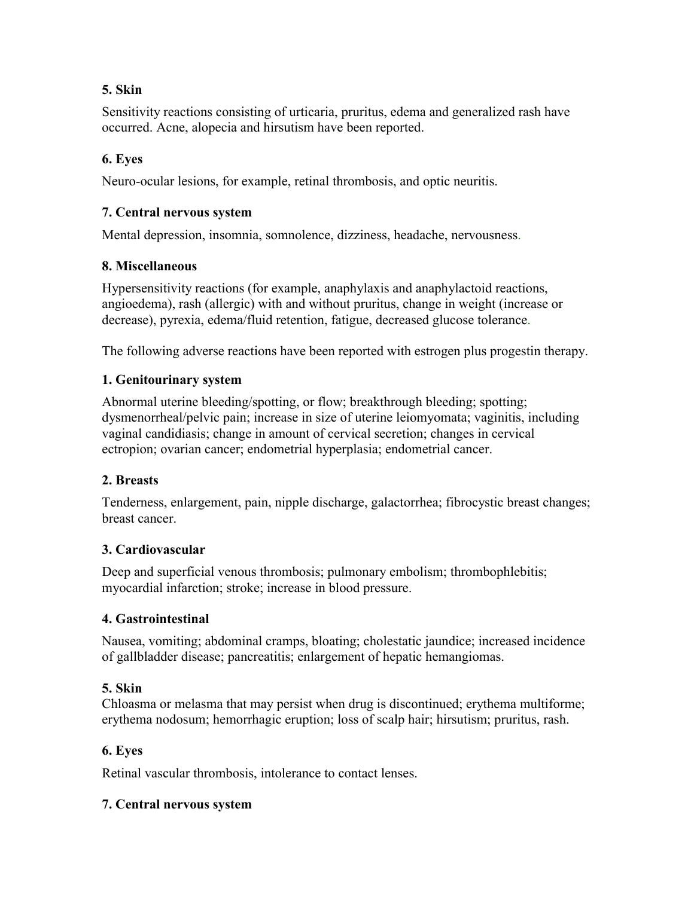**5. Skin**

Sensitivity reactions consisting of urticaria, pruritus, edema and generalized rash have occurred. Acne, alopecia and hirsutism have been reported.

**6. Eyes**

Neuro-ocular lesions, for example, retinal thrombosis, and optic neuritis.

**7. Central nervous system**

Mental depression, insomnia, somnolence, dizziness, headache, nervousness.

**8. Miscellaneous**

Hypersensitivity reactions (for example, anaphylaxis and anaphylactoid reactions, angioedema), rash (allergic) with and without pruritus, change in weight (increase or decrease), pyrexia, edema/fluid retention, fatigue, decreased glucose tolerance.

The following adverse reactions have been reported with estrogen plus progestin therapy.

**1. Genitourinary system**

Abnormal uterine bleeding/spotting, or flow; breakthrough bleeding; spotting; dysmenorrheal/pelvic pain; increase in size of uterine leiomyomata; vaginitis, including vaginal candidiasis; change in amount of cervical secretion; changes in cervical ectropion; ovarian cancer; endometrial hyperplasia; endometrial cancer.

**2. Breasts**

Tenderness, enlargement, pain, nipple discharge, galactorrhea; fibrocystic breast changes; breast cancer.

**3. Cardiovascular**

Deep and superficial venous thrombosis; pulmonary embolism; thrombophlebitis; myocardial infarction; stroke; increase in blood pressure.

**4. Gastrointestinal**

Nausea, vomiting; abdominal cramps, bloating; cholestatic jaundice; increased incidence of gallbladder disease; pancreatitis; enlargement of hepatic hemangiomas.

**5. Skin**

Chloasma or melasma that may persist when drug is discontinued; erythema multiforme; erythema nodosum; hemorrhagic eruption; loss of scalp hair; hirsutism; pruritus, rash.

**6. Eyes**

Retinal vascular thrombosis, intolerance to contact lenses.

**7. Central nervous system**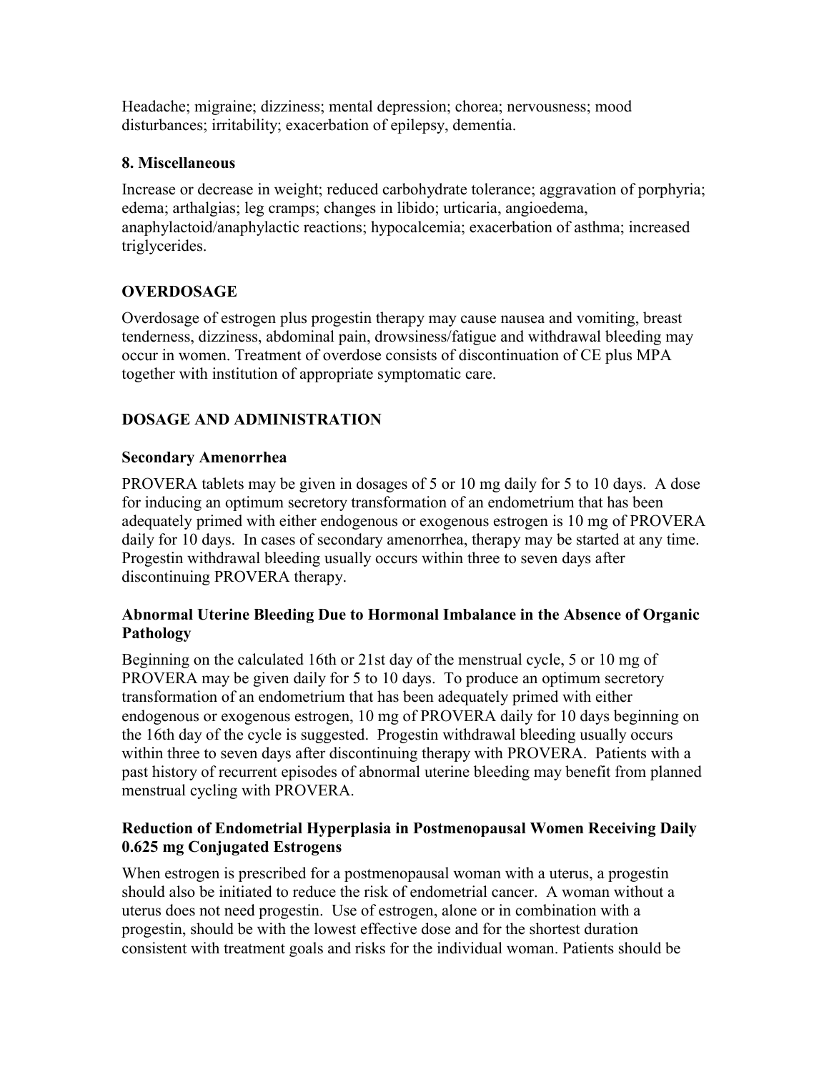Headache; migraine; dizziness; mental depression; chorea; nervousness; mood disturbances; irritability; exacerbation of epilepsy, dementia.

**8. Miscellaneous**

Increase or decrease in weight; reduced carbohydrate tolerance; aggravation of porphyria; edema; arthalgias; leg cramps; changes in libido; urticaria, angioedema, anaphylactoid/anaphylactic reactions; hypocalcemia; exacerbation of asthma; increased triglycerides.

## OVERDOSAGE

Overdosage of estrogen plus progestin therapy may cause nausea and vomiting, breast tenderness, dizziness, abdominal pain, drowsiness/fatigue and withdrawal bleeding may occur in women. Treatment of overdose consists of discontinuation of CE plus MPA together with institution of appropriate symptomatic care.

## DOSAGE AND ADMINISTRATION

### Secondary Amenorrhea

PROVERA tablets may be given in dosages of 5 or 10 mg daily for 5 to 10 days. A dose for inducing an optimum secretory transformation of an endometrium that has been adequately primed with either endogenous or exogenous estrogen is 10 mg of PROVERA daily for 10 days. In cases of secondary amenorrhea, therapy may be started at any time. Progestin withdrawal bleeding usually occurs within three to seven days after discontinuing PROVERA therapy.

### Abnormal Uterine Bleeding Due to Hormonal Imbalance in the Absence of Organic Pathology

Beginning on the calculated 16th or 21st day of the menstrual cycle, 5 or 10 mg of PROVERA may be given daily for 5 to 10 days. To produce an optimum secretory transformation of an endometrium that has been adequately primed with either endogenous or exogenous estrogen, 10 mg of PROVERA daily for 10 days beginning on the 16th day of the cycle is suggested. Progestin withdrawal bleeding usually occurs within three to seven days after discontinuing therapy with PROVERA. Patients with a past history of recurrent episodes of abnormal uterine bleeding may benefit from planned menstrual cycling with PROVERA.

### Reduction of Endometrial Hyperplasia in Postmenopausal Women Receiving Daily 0.625 mg Conjugated Estrogens

When estrogen is prescribed for a postmenopausal woman with a uterus, a progestin should also be initiated to reduce the risk of endometrial cancer. A woman without a uterus does not need progestin. Use of estrogen, alone or in combination with a progestin, should be with the lowest effective dose and for the shortest duration consistent with treatment goals and risks for the individual woman. Patients should be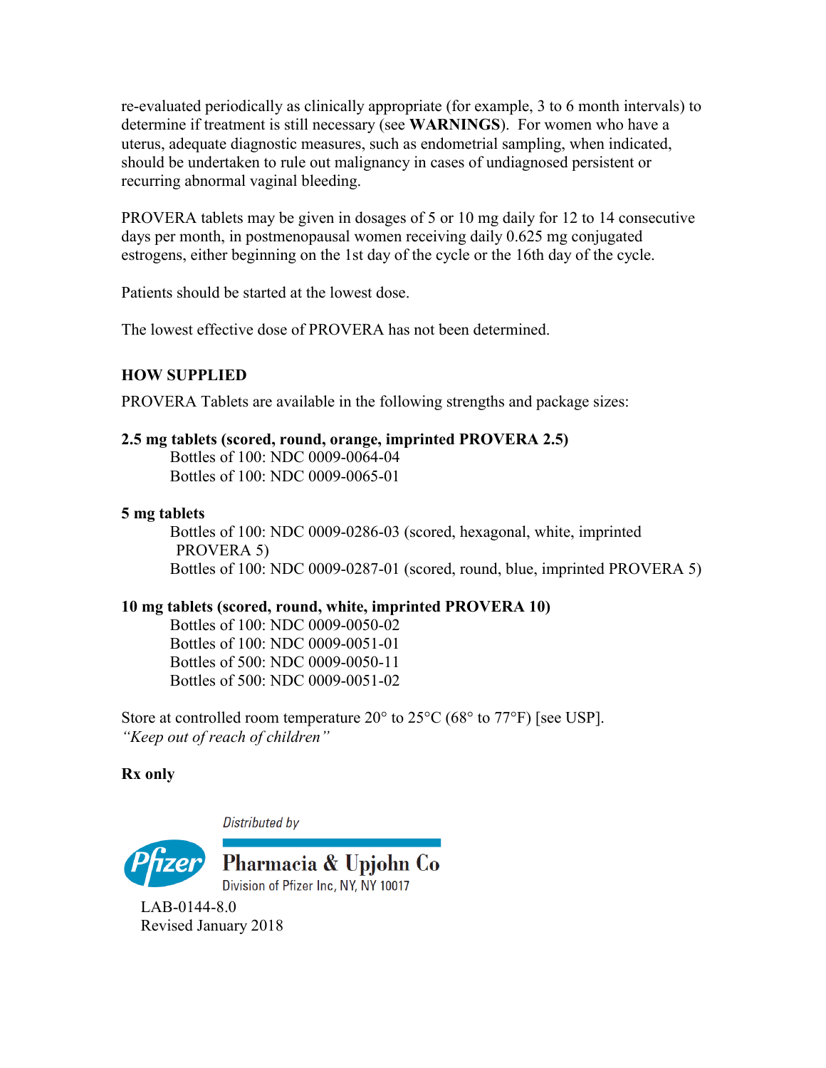re-evaluated periodically as clinically appropriate (for example, 3 to 6 month intervals) to determine if treatment is still necessary (see **WARNINGS**). For women who have a uterus, adequate diagnostic measures, such as endometrial sampling, when indicated, should be undertaken to rule out malignancy in cases of undiagnosed persistent or recurring abnormal vaginal bleeding.

PROVERA tablets may be given in dosages of 5 or 10 mg daily for 12 to 14 consecutive days per month, in postmenopausal women receiving daily 0.625 mg conjugated estrogens, either beginning on the 1st day of the cycle or the 16th day of the cycle.

Patients should be started at the lowest dose.

The lowest effective dose of PROVERA has not been determined.

## HOW SUPPLIED

PROVERA Tablets are available in the following strengths and package sizes:

**2.5 mg tablets (scored, round, orange, imprinted PROVERA 2.5)**

Bottles of 100: NDC 0009-0064-04
Bottles of 100: NDC 0009-0065-01

**5 mg tablets**

Bottles of 100: NDC 0009-0286-03 (scored, hexagonal, white, imprinted PROVERA 5)
Bottles of 100: NDC 0009-0287-01 (scored, round, blue, imprinted PROVERA 5)

**10 mg tablets (scored, round, white, imprinted PROVERA 10)**

Bottles of 100: NDC 0009-0050-02
Bottles of 100: NDC 0009-0051-01
Bottles of 500: NDC 0009-0050-11
Bottles of 500: NDC 0009-0051-02

Store at controlled room temperature 20° to 25°C (68° to 77°F) [see USP].
*"Keep out of reach of children"*

**Rx only**

Distributed by

Pfizer

Pharmacia & Upjohn Co
Division of Pfizer Inc, NY, NY 10017

LAB-0144-8.0
Revised January 2018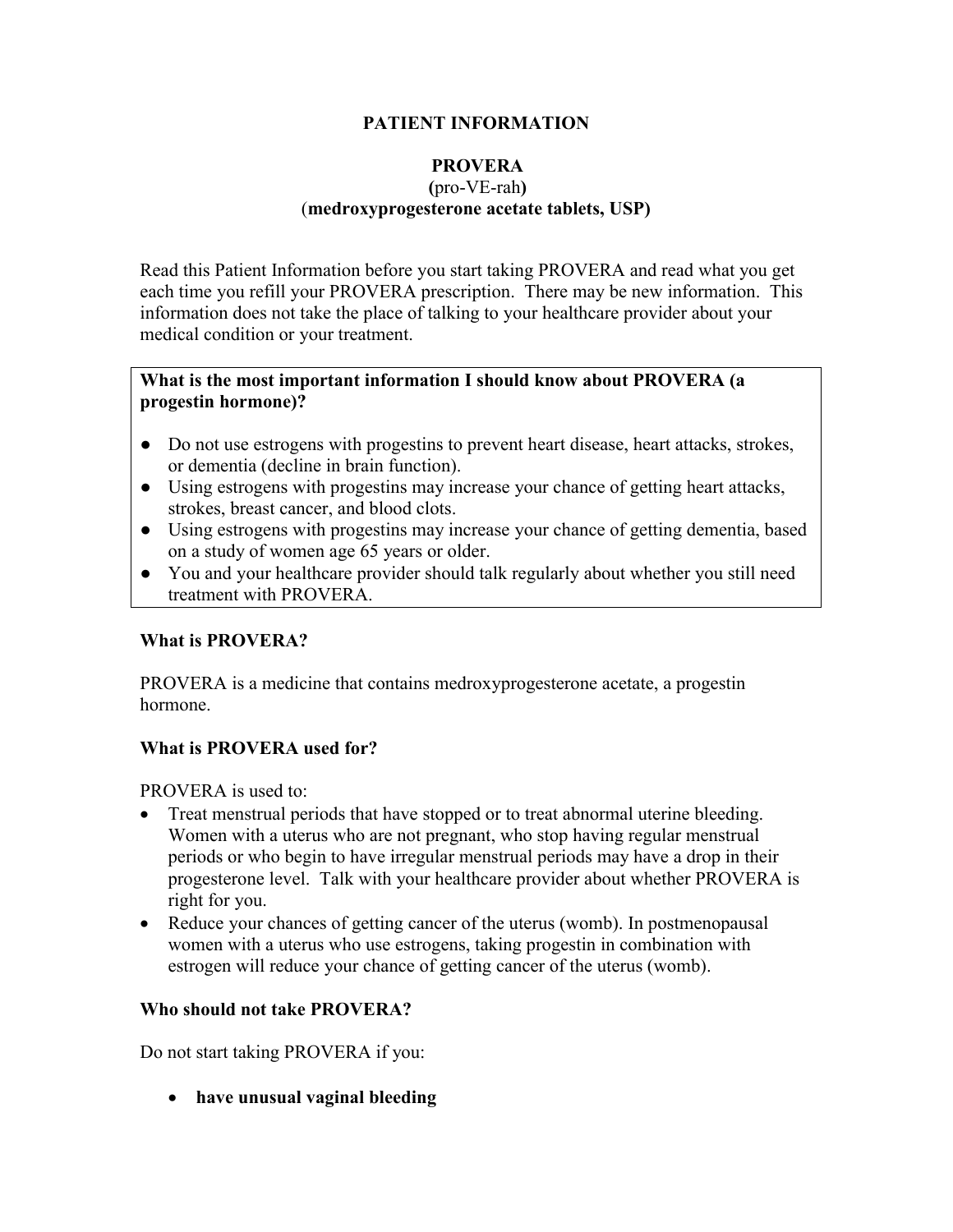# PATIENT INFORMATION

## PROVERA

**(**pro-VE-rah**)**

(**medroxyprogesterone acetate tablets, USP)**

Read this Patient Information before you start taking PROVERA and read what you get each time you refill your PROVERA prescription. There may be new information. This information does not take the place of talking to your healthcare provider about your medical condition or your treatment.

**What is the most important information I should know about PROVERA (a progestin hormone)?**

- Do not use estrogens with progestins to prevent heart disease, heart attacks, strokes, or dementia (decline in brain function).
- Using estrogens with progestins may increase your chance of getting heart attacks, strokes, breast cancer, and blood clots.
- Using estrogens with progestins may increase your chance of getting dementia, based on a study of women age 65 years or older.
- You and your healthcare provider should talk regularly about whether you still need treatment with PROVERA.

**What is PROVERA?**

PROVERA is a medicine that contains medroxyprogesterone acetate, a progestin hormone.

**What is PROVERA used for?**

PROVERA is used to:

- Treat menstrual periods that have stopped or to treat abnormal uterine bleeding. Women with a uterus who are not pregnant, who stop having regular menstrual periods or who begin to have irregular menstrual periods may have a drop in their progesterone level. Talk with your healthcare provider about whether PROVERA is right for you.
- Reduce your chances of getting cancer of the uterus (womb). In postmenopausal women with a uterus who use estrogens, taking progestin in combination with estrogen will reduce your chance of getting cancer of the uterus (womb).

**Who should not take PROVERA?**

Do not start taking PROVERA if you:

- **have unusual vaginal bleeding**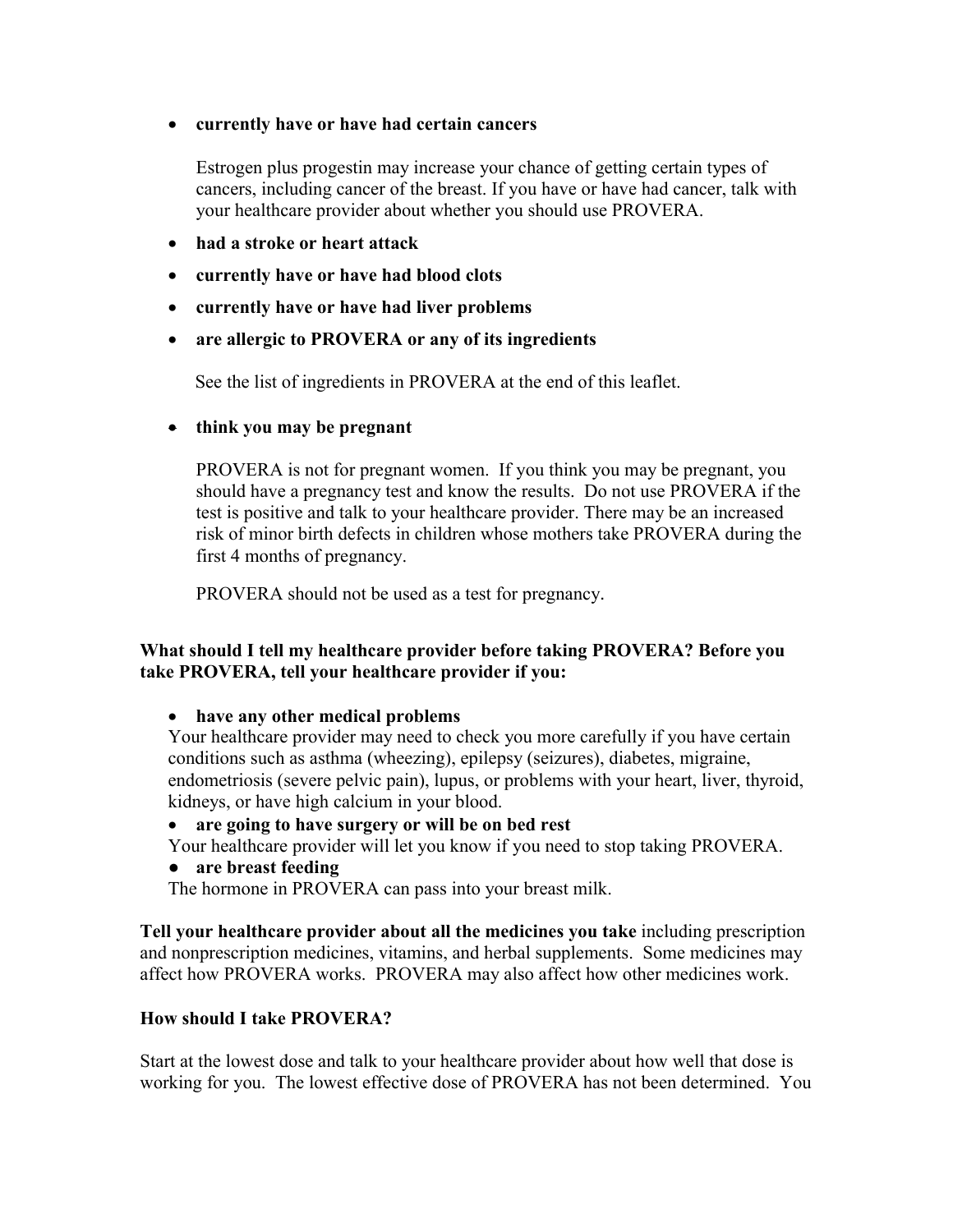- **currently have or have had certain cancers**

  Estrogen plus progestin may increase your chance of getting certain types of cancers, including cancer of the breast. If you have or have had cancer, talk with your healthcare provider about whether you should use PROVERA.

- **had a stroke or heart attack**
- **currently have or have had blood clots**
- **currently have or have had liver problems**
- **are allergic to PROVERA or any of its ingredients**

  See the list of ingredients in PROVERA at the end of this leaflet.

- **think you may be pregnant**

  PROVERA is not for pregnant women. If you think you may be pregnant, you should have a pregnancy test and know the results. Do not use PROVERA if the test is positive and talk to your healthcare provider. There may be an increased risk of minor birth defects in children whose mothers take PROVERA during the first 4 months of pregnancy.

  PROVERA should not be used as a test for pregnancy.

**What should I tell my healthcare provider before taking PROVERA? Before you take PROVERA, tell your healthcare provider if you:**

- **have any other medical problems**
  Your healthcare provider may need to check you more carefully if you have certain conditions such as asthma (wheezing), epilepsy (seizures), diabetes, migraine, endometriosis (severe pelvic pain), lupus, or problems with your heart, liver, thyroid, kidneys, or have high calcium in your blood.
- **are going to have surgery or will be on bed rest**
  Your healthcare provider will let you know if you need to stop taking PROVERA.
- **are breast feeding**
  The hormone in PROVERA can pass into your breast milk.

**Tell your healthcare provider about all the medicines you take** including prescription and nonprescription medicines, vitamins, and herbal supplements. Some medicines may affect how PROVERA works. PROVERA may also affect how other medicines work.

**How should I take PROVERA?**

Start at the lowest dose and talk to your healthcare provider about how well that dose is working for you. The lowest effective dose of PROVERA has not been determined. You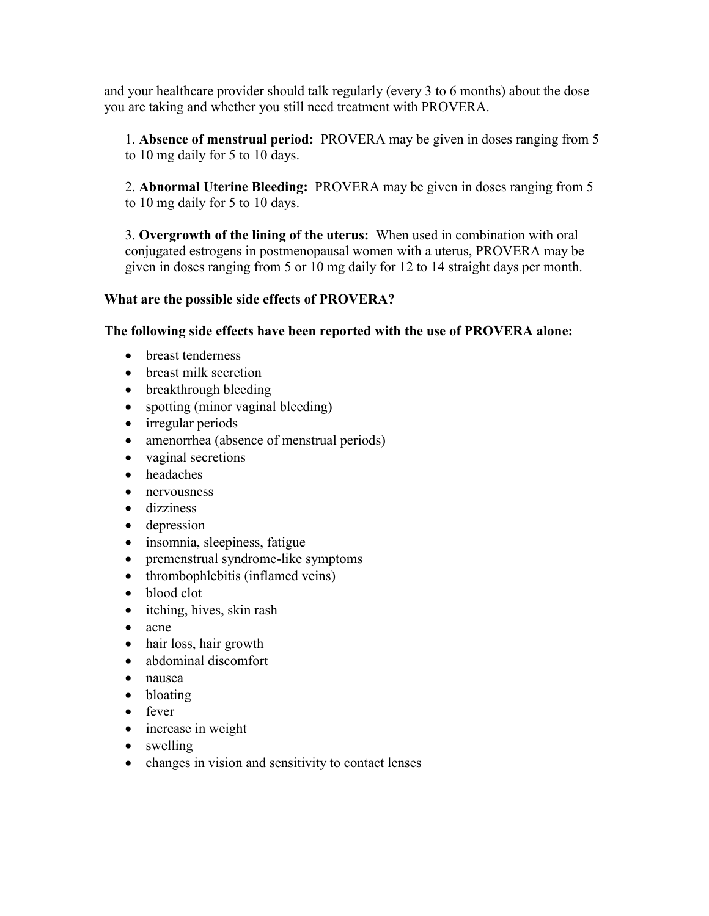and your healthcare provider should talk regularly (every 3 to 6 months) about the dose you are taking and whether you still need treatment with PROVERA.

1. **Absence of menstrual period:** PROVERA may be given in doses ranging from 5 to 10 mg daily for 5 to 10 days.

2. **Abnormal Uterine Bleeding:** PROVERA may be given in doses ranging from 5 to 10 mg daily for 5 to 10 days.

3. **Overgrowth of the lining of the uterus:** When used in combination with oral conjugated estrogens in postmenopausal women with a uterus, PROVERA may be given in doses ranging from 5 or 10 mg daily for 12 to 14 straight days per month.

**What are the possible side effects of PROVERA?**

**The following side effects have been reported with the use of PROVERA alone:**

- breast tenderness
- breast milk secretion
- breakthrough bleeding
- spotting (minor vaginal bleeding)
- irregular periods
- amenorrhea (absence of menstrual periods)
- vaginal secretions
- headaches
- nervousness
- dizziness
- depression
- insomnia, sleepiness, fatigue
- premenstrual syndrome-like symptoms
- thrombophlebitis (inflamed veins)
- blood clot
- itching, hives, skin rash
- acne
- hair loss, hair growth
- abdominal discomfort
- nausea
- bloating
- fever
- increase in weight
- swelling
- changes in vision and sensitivity to contact lenses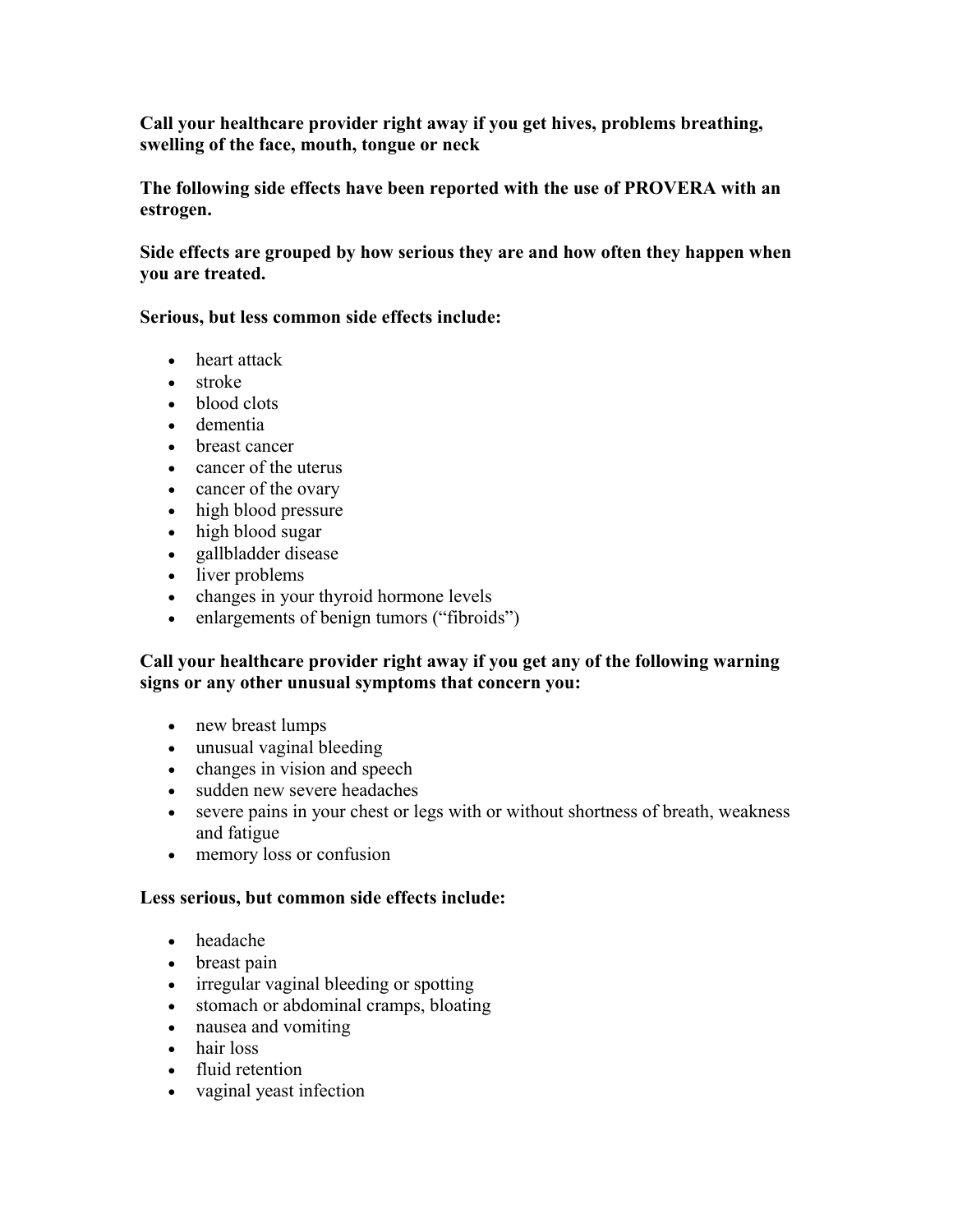**Call your healthcare provider right away if you get hives, problems breathing, swelling of the face, mouth, tongue or neck**

**The following side effects have been reported with the use of PROVERA with an estrogen.**

**Side effects are grouped by how serious they are and how often they happen when you are treated.**

**Serious, but less common side effects include:**

- heart attack
- stroke
- blood clots
- dementia
- breast cancer
- cancer of the uterus
- cancer of the ovary
- high blood pressure
- high blood sugar
- gallbladder disease
- liver problems
- changes in your thyroid hormone levels
- enlargements of benign tumors ("fibroids")

**Call your healthcare provider right away if you get any of the following warning signs or any other unusual symptoms that concern you:**

- new breast lumps
- unusual vaginal bleeding
- changes in vision and speech
- sudden new severe headaches
- severe pains in your chest or legs with or without shortness of breath, weakness and fatigue
- memory loss or confusion

**Less serious, but common side effects include:**

- headache
- breast pain
- irregular vaginal bleeding or spotting
- stomach or abdominal cramps, bloating
- nausea and vomiting
- hair loss
- fluid retention
- vaginal yeast infection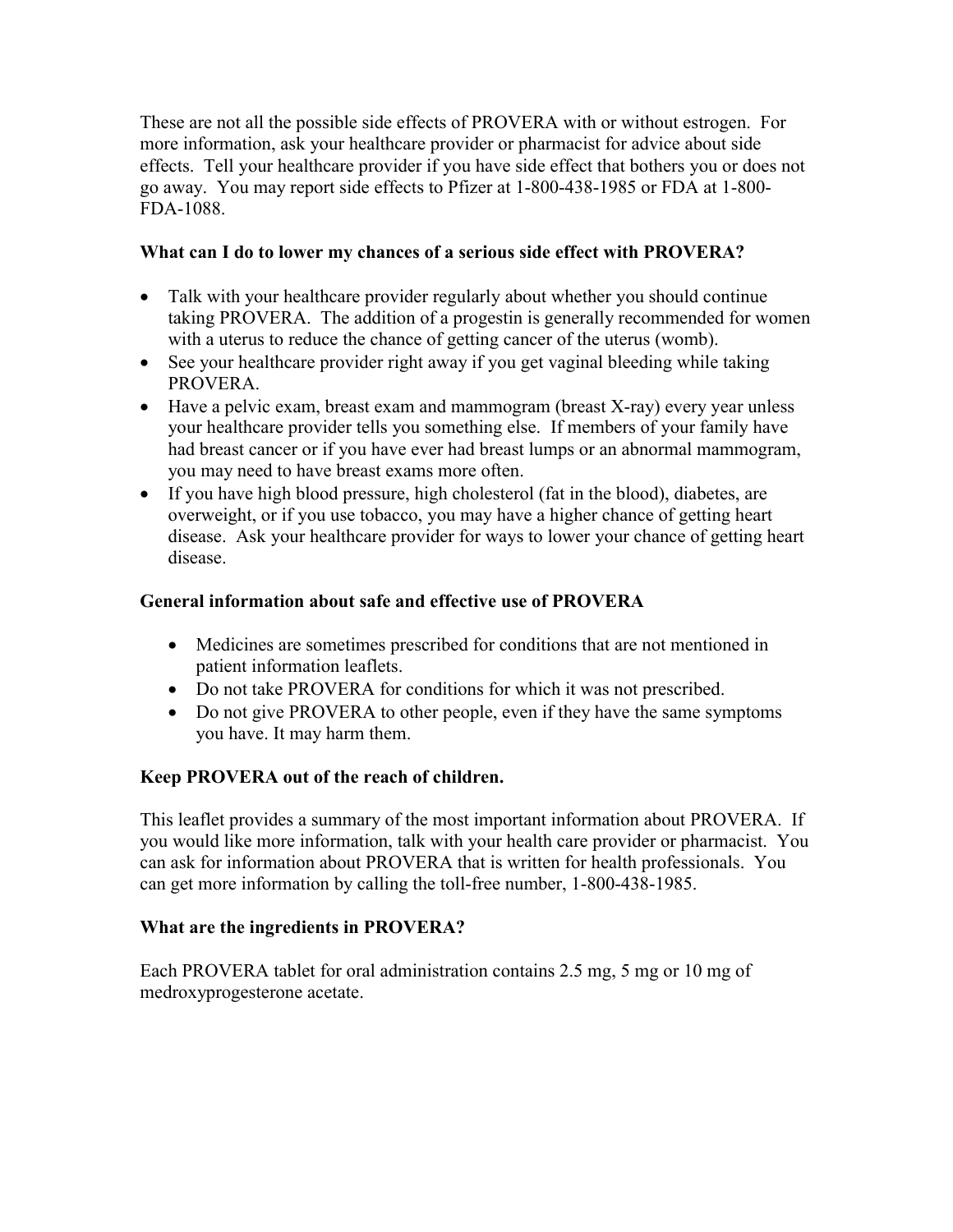These are not all the possible side effects of PROVERA with or without estrogen. For more information, ask your healthcare provider or pharmacist for advice about side effects. Tell your healthcare provider if you have side effect that bothers you or does not go away. You may report side effects to Pfizer at 1-800-438-1985 or FDA at 1-800-FDA-1088.

**What can I do to lower my chances of a serious side effect with PROVERA?**

- Talk with your healthcare provider regularly about whether you should continue taking PROVERA. The addition of a progestin is generally recommended for women with a uterus to reduce the chance of getting cancer of the uterus (womb).
- See your healthcare provider right away if you get vaginal bleeding while taking PROVERA.
- Have a pelvic exam, breast exam and mammogram (breast X-ray) every year unless your healthcare provider tells you something else. If members of your family have had breast cancer or if you have ever had breast lumps or an abnormal mammogram, you may need to have breast exams more often.
- If you have high blood pressure, high cholesterol (fat in the blood), diabetes, are overweight, or if you use tobacco, you may have a higher chance of getting heart disease. Ask your healthcare provider for ways to lower your chance of getting heart disease.

**General information about safe and effective use of PROVERA**

- Medicines are sometimes prescribed for conditions that are not mentioned in patient information leaflets.
- Do not take PROVERA for conditions for which it was not prescribed.
- Do not give PROVERA to other people, even if they have the same symptoms you have. It may harm them.

**Keep PROVERA out of the reach of children.**

This leaflet provides a summary of the most important information about PROVERA. If you would like more information, talk with your health care provider or pharmacist. You can ask for information about PROVERA that is written for health professionals. You can get more information by calling the toll-free number, 1-800-438-1985.

**What are the ingredients in PROVERA?**

Each PROVERA tablet for oral administration contains 2.5 mg, 5 mg or 10 mg of medroxyprogesterone acetate.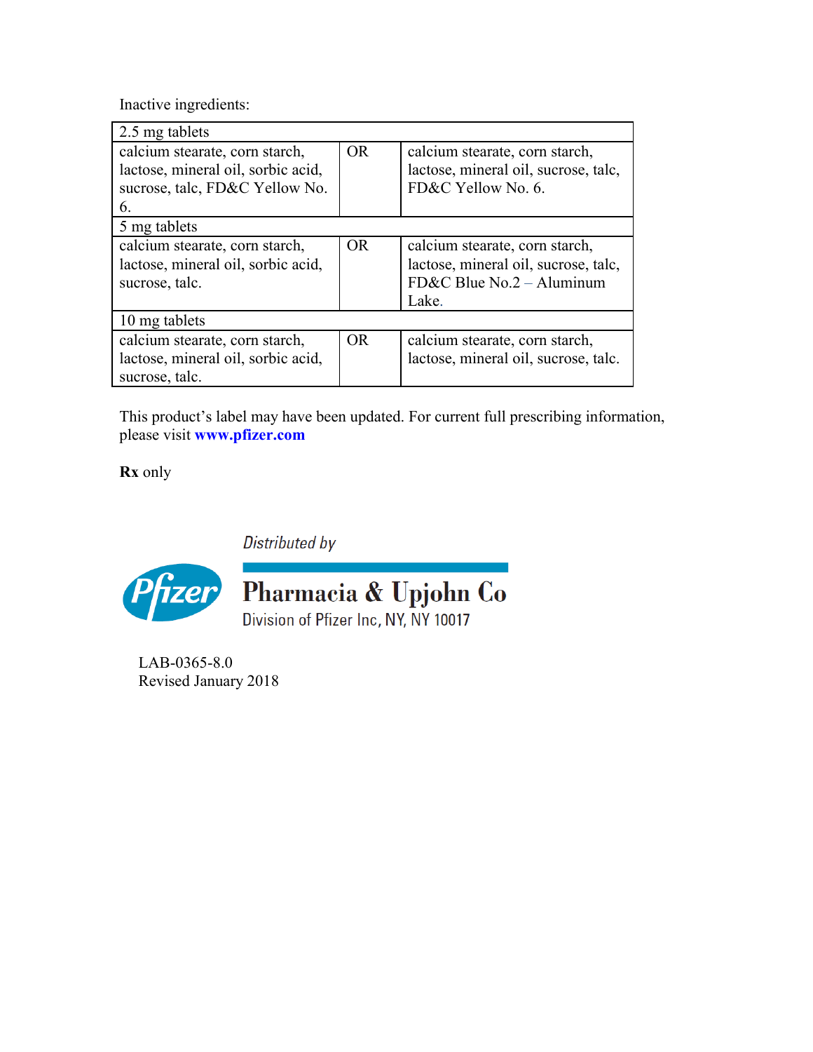Inactive ingredients:

| | | |
|---|---|---|
| 2.5 mg tablets | | |
| calcium stearate, corn starch, lactose, mineral oil, sorbic acid, sucrose, talc, FD&C Yellow No. 6. | OR | calcium stearate, corn starch, lactose, mineral oil, sucrose, talc, FD&C Yellow No. 6. |
| 5 mg tablets | | |
| calcium stearate, corn starch, lactose, mineral oil, sorbic acid, sucrose, talc. | OR | calcium stearate, corn starch, lactose, mineral oil, sucrose, talc, FD&C Blue No.2 – Aluminum Lake. |
| 10 mg tablets | | |
| calcium stearate, corn starch, lactose, mineral oil, sorbic acid, sucrose, talc. | OR | calcium stearate, corn starch, lactose, mineral oil, sucrose, talc. |

This product's label may have been updated. For current full prescribing information, please visit **www.pfizer.com**

**Rx** only

*Distributed by*

Pfizer

**Pharmacia & Upjohn Co**

Division of Pfizer Inc, NY, NY 10017

LAB-0365-8.0

Revised January 2018